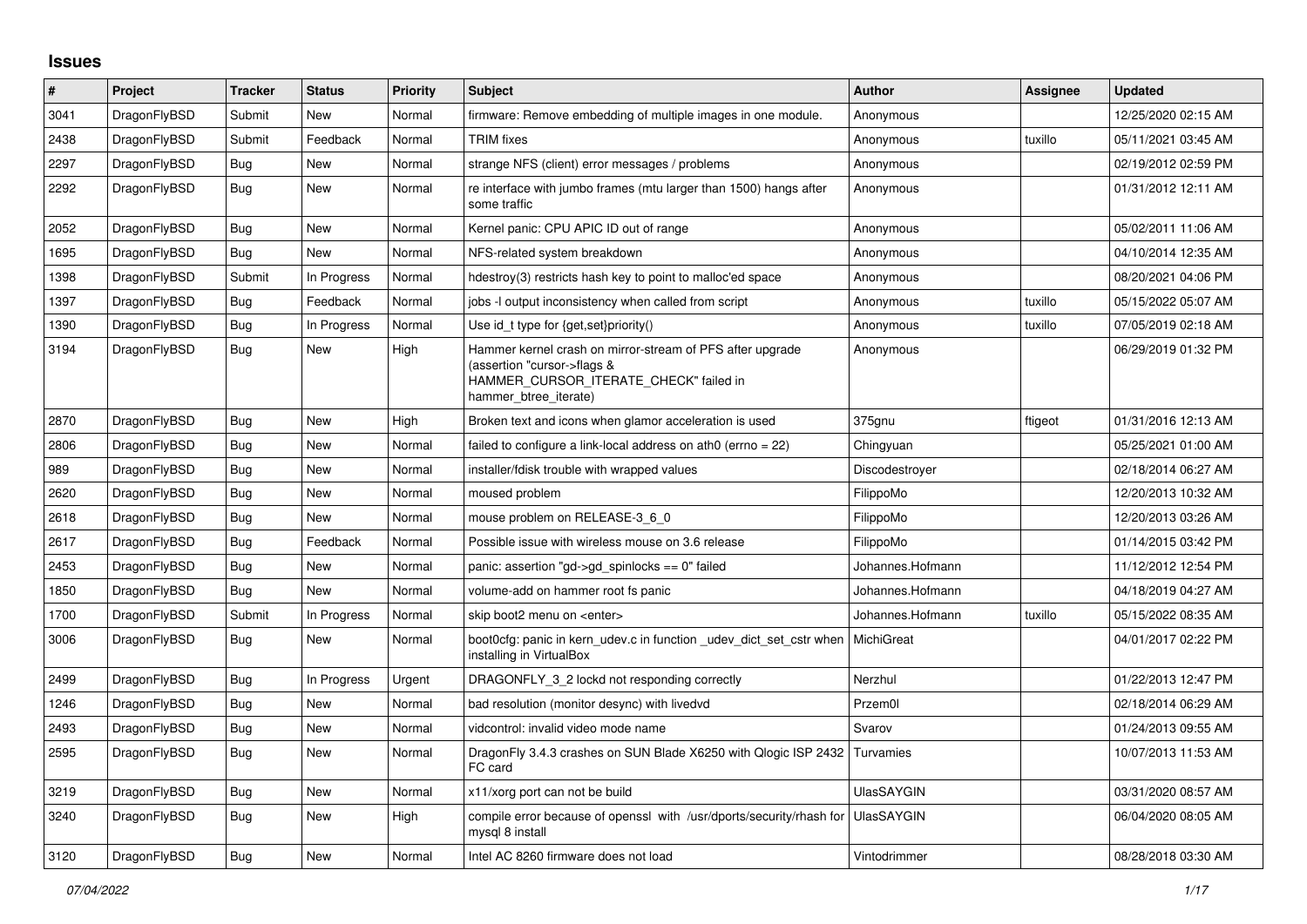# Issues

| # | Project | Tracker | Status | Priority | Subject | Author | Assignee | Updated |
|---|---|---|---|---|---|---|---|---|
| 3041 | DragonFlyBSD | Submit | New | Normal | firmware: Remove embedding of multiple images in one module. | Anonymous | | 12/25/2020 02:15 AM |
| 2438 | DragonFlyBSD | Submit | Feedback | Normal | TRIM fixes | Anonymous | tuxillo | 05/11/2021 03:45 AM |
| 2297 | DragonFlyBSD | Bug | New | Normal | strange NFS (client) error messages / problems | Anonymous | | 02/19/2012 02:59 PM |
| 2292 | DragonFlyBSD | Bug | New | Normal | re interface with jumbo frames (mtu larger than 1500) hangs after some traffic | Anonymous | | 01/31/2012 12:11 AM |
| 2052 | DragonFlyBSD | Bug | New | Normal | Kernel panic: CPU APIC ID out of range | Anonymous | | 05/02/2011 11:06 AM |
| 1695 | DragonFlyBSD | Bug | New | Normal | NFS-related system breakdown | Anonymous | | 04/10/2014 12:35 AM |
| 1398 | DragonFlyBSD | Submit | In Progress | Normal | hdestroy(3) restricts hash key to point to malloc'ed space | Anonymous | | 08/20/2021 04:06 PM |
| 1397 | DragonFlyBSD | Bug | Feedback | Normal | jobs -l output inconsistency when called from script | Anonymous | tuxillo | 05/15/2022 05:07 AM |
| 1390 | DragonFlyBSD | Bug | In Progress | Normal | Use id_t type for {get,set}priority() | Anonymous | tuxillo | 07/05/2019 02:18 AM |
| 3194 | DragonFlyBSD | Bug | New | High | Hammer kernel crash on mirror-stream of PFS after upgrade (assertion "cursor->flags & HAMMER_CURSOR_ITERATE_CHECK" failed in hammer_btree_iterate) | Anonymous | | 06/29/2019 01:32 PM |
| 2870 | DragonFlyBSD | Bug | New | High | Broken text and icons when glamor acceleration is used | 375gnu | ftigeot | 01/31/2016 12:13 AM |
| 2806 | DragonFlyBSD | Bug | New | Normal | failed to configure a link-local address on ath0 (errno = 22) | Chingyuan | | 05/25/2021 01:00 AM |
| 989 | DragonFlyBSD | Bug | New | Normal | installer/fdisk trouble with wrapped values | Discodestroyer | | 02/18/2014 06:27 AM |
| 2620 | DragonFlyBSD | Bug | New | Normal | moused problem | FilippoMo | | 12/20/2013 10:32 AM |
| 2618 | DragonFlyBSD | Bug | New | Normal | mouse problem on RELEASE-3_6_0 | FilippoMo | | 12/20/2013 03:26 AM |
| 2617 | DragonFlyBSD | Bug | Feedback | Normal | Possible issue with wireless mouse on 3.6 release | FilippoMo | | 01/14/2015 03:42 PM |
| 2453 | DragonFlyBSD | Bug | New | Normal | panic: assertion "gd->gd_spinlocks == 0" failed | Johannes.Hofmann | | 11/12/2012 12:54 PM |
| 1850 | DragonFlyBSD | Bug | New | Normal | volume-add on hammer root fs panic | Johannes.Hofmann | | 04/18/2019 04:27 AM |
| 1700 | DragonFlyBSD | Submit | In Progress | Normal | skip boot2 menu on <enter> | Johannes.Hofmann | tuxillo | 05/15/2022 08:35 AM |
| 3006 | DragonFlyBSD | Bug | New | Normal | boot0cfg: panic in kern_udev.c in function _udev_dict_set_cstr when installing in VirtualBox | MichiGreat | | 04/01/2017 02:22 PM |
| 2499 | DragonFlyBSD | Bug | In Progress | Urgent | DRAGONFLY_3_2 lockd not responding correctly | Nerzhul | | 01/22/2013 12:47 PM |
| 1246 | DragonFlyBSD | Bug | New | Normal | bad resolution (monitor desync) with livedvd | Przem0l | | 02/18/2014 06:29 AM |
| 2493 | DragonFlyBSD | Bug | New | Normal | vidcontrol: invalid video mode name | Svarov | | 01/24/2013 09:55 AM |
| 2595 | DragonFlyBSD | Bug | New | Normal | DragonFly 3.4.3 crashes on SUN Blade X6250 with Qlogic ISP 2432 FC card | Turvamies | | 10/07/2013 11:53 AM |
| 3219 | DragonFlyBSD | Bug | New | Normal | x11/xorg port can not be build | UlasSAYGIN | | 03/31/2020 08:57 AM |
| 3240 | DragonFlyBSD | Bug | New | High | compile error because of openssl with /usr/dports/security/rhash for mysql 8 install | UlasSAYGIN | | 06/04/2020 08:05 AM |
| 3120 | DragonFlyBSD | Bug | New | Normal | Intel AC 8260 firmware does not load | Vintodrimmer | | 08/28/2018 03:30 AM |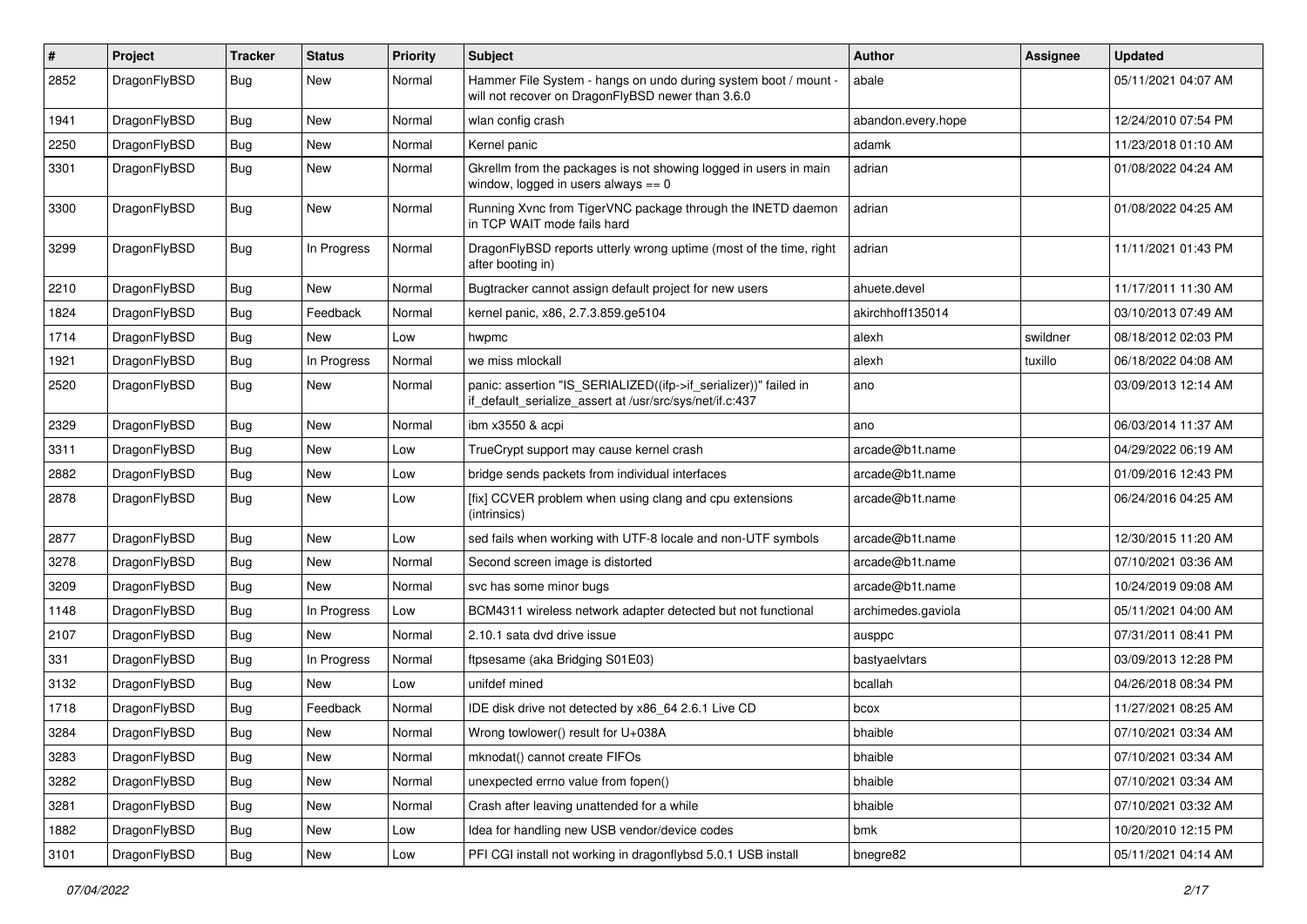| # | Project | Tracker | Status | Priority | Subject | Author | Assignee | Updated |
|---|---|---|---|---|---|---|---|---|
| 2852 | DragonFlyBSD | Bug | New | Normal | Hammer File System - hangs on undo during system boot / mount - will not recover on DragonFlyBSD newer than 3.6.0 | abale | | 05/11/2021 04:07 AM |
| 1941 | DragonFlyBSD | Bug | New | Normal | wlan config crash | abandon.every.hope | | 12/24/2010 07:54 PM |
| 2250 | DragonFlyBSD | Bug | New | Normal | Kernel panic | adamk | | 11/23/2018 01:10 AM |
| 3301 | DragonFlyBSD | Bug | New | Normal | Gkrellm from the packages is not showing logged in users in main window, logged in users always == 0 | adrian | | 01/08/2022 04:24 AM |
| 3300 | DragonFlyBSD | Bug | New | Normal | Running Xvnc from TigerVNC package through the INETD daemon in TCP WAIT mode fails hard | adrian | | 01/08/2022 04:25 AM |
| 3299 | DragonFlyBSD | Bug | In Progress | Normal | DragonFlyBSD reports utterly wrong uptime (most of the time, right after booting in) | adrian | | 11/11/2021 01:43 PM |
| 2210 | DragonFlyBSD | Bug | New | Normal | Bugtracker cannot assign default project for new users | ahuete.devel | | 11/17/2011 11:30 AM |
| 1824 | DragonFlyBSD | Bug | Feedback | Normal | kernel panic, x86, 2.7.3.859.ge5104 | akirchhoff135014 | | 03/10/2013 07:49 AM |
| 1714 | DragonFlyBSD | Bug | New | Low | hwpmc | alexh | swildner | 08/18/2012 02:03 PM |
| 1921 | DragonFlyBSD | Bug | In Progress | Normal | we miss mlockall | alexh | tuxillo | 06/18/2022 04:08 AM |
| 2520 | DragonFlyBSD | Bug | New | Normal | panic: assertion "IS_SERIALIZED((ifp->if_serializer))" failed in if_default_serialize_assert at /usr/src/sys/net/if.c:437 | ano | | 03/09/2013 12:14 AM |
| 2329 | DragonFlyBSD | Bug | New | Normal | ibm x3550 & acpi | ano | | 06/03/2014 11:37 AM |
| 3311 | DragonFlyBSD | Bug | New | Low | TrueCrypt support may cause kernel crash | arcade@b1t.name | | 04/29/2022 06:19 AM |
| 2882 | DragonFlyBSD | Bug | New | Low | bridge sends packets from individual interfaces | arcade@b1t.name | | 01/09/2016 12:43 PM |
| 2878 | DragonFlyBSD | Bug | New | Low | [fix] CCVER problem when using clang and cpu extensions (intrinsics) | arcade@b1t.name | | 06/24/2016 04:25 AM |
| 2877 | DragonFlyBSD | Bug | New | Low | sed fails when working with UTF-8 locale and non-UTF symbols | arcade@b1t.name | | 12/30/2015 11:20 AM |
| 3278 | DragonFlyBSD | Bug | New | Normal | Second screen image is distorted | arcade@b1t.name | | 07/10/2021 03:36 AM |
| 3209 | DragonFlyBSD | Bug | New | Normal | svc has some minor bugs | arcade@b1t.name | | 10/24/2019 09:08 AM |
| 1148 | DragonFlyBSD | Bug | In Progress | Low | BCM4311 wireless network adapter detected but not functional | archimedes.gaviola | | 05/11/2021 04:00 AM |
| 2107 | DragonFlyBSD | Bug | New | Normal | 2.10.1 sata dvd drive issue | ausppc | | 07/31/2011 08:41 PM |
| 331 | DragonFlyBSD | Bug | In Progress | Normal | ftpsesame (aka Bridging S01E03) | bastyaelvtars | | 03/09/2013 12:28 PM |
| 3132 | DragonFlyBSD | Bug | New | Low | unifdef mined | bcallah | | 04/26/2018 08:34 PM |
| 1718 | DragonFlyBSD | Bug | Feedback | Normal | IDE disk drive not detected by x86_64 2.6.1 Live CD | bcox | | 11/27/2021 08:25 AM |
| 3284 | DragonFlyBSD | Bug | New | Normal | Wrong towlower() result for U+038A | bhaible | | 07/10/2021 03:34 AM |
| 3283 | DragonFlyBSD | Bug | New | Normal | mknodat() cannot create FIFOs | bhaible | | 07/10/2021 03:34 AM |
| 3282 | DragonFlyBSD | Bug | New | Normal | unexpected errno value from fopen() | bhaible | | 07/10/2021 03:34 AM |
| 3281 | DragonFlyBSD | Bug | New | Normal | Crash after leaving unattended for a while | bhaible | | 07/10/2021 03:32 AM |
| 1882 | DragonFlyBSD | Bug | New | Low | Idea for handling new USB vendor/device codes | bmk | | 10/20/2010 12:15 PM |
| 3101 | DragonFlyBSD | Bug | New | Low | PFI CGI install not working in dragonflybsd 5.0.1 USB install | bnegre82 | | 05/11/2021 04:14 AM |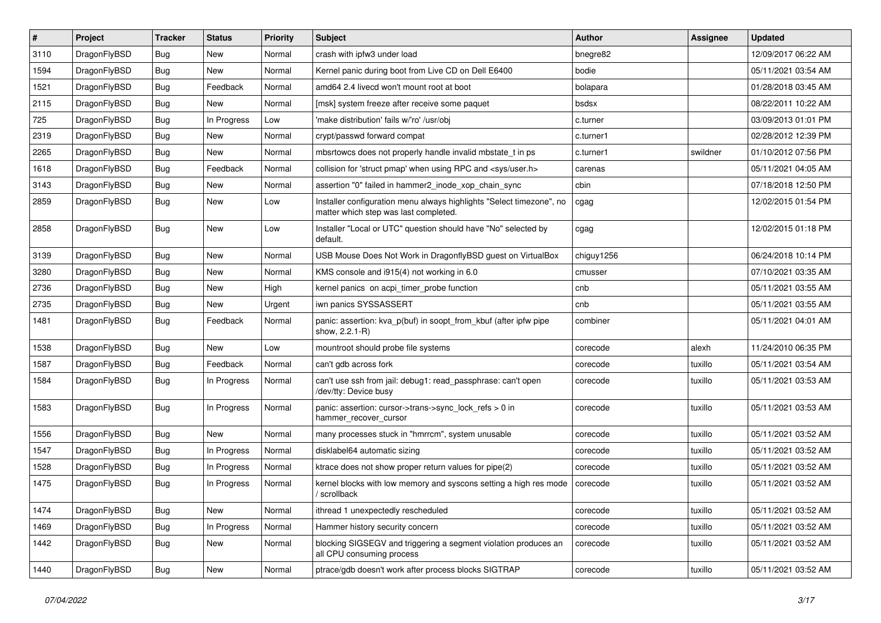| # | Project | Tracker | Status | Priority | Subject | Author | Assignee | Updated |
|---|---|---|---|---|---|---|---|---|
| 3110 | DragonFlyBSD | Bug | New | Normal | crash with ipfw3 under load | bnegre82 | | 12/09/2017 06:22 AM |
| 1594 | DragonFlyBSD | Bug | New | Normal | Kernel panic during boot from Live CD on Dell E6400 | bodie | | 05/11/2021 03:54 AM |
| 1521 | DragonFlyBSD | Bug | Feedback | Normal | amd64 2.4 livecd won't mount root at boot | bolapara | | 01/28/2018 03:45 AM |
| 2115 | DragonFlyBSD | Bug | New | Normal | [msk] system freeze after receive some paquet | bsdsx | | 08/22/2011 10:22 AM |
| 725 | DragonFlyBSD | Bug | In Progress | Low | 'make distribution' fails w/'ro' /usr/obj | c.turner | | 03/09/2013 01:01 PM |
| 2319 | DragonFlyBSD | Bug | New | Normal | crypt/passwd forward compat | c.turner1 | | 02/28/2012 12:39 PM |
| 2265 | DragonFlyBSD | Bug | New | Normal | mbsrtowcs does not properly handle invalid mbstate_t in ps | c.turner1 | swildner | 01/10/2012 07:56 PM |
| 1618 | DragonFlyBSD | Bug | Feedback | Normal | collision for 'struct pmap' when using RPC and <sys/user.h> | carenas | | 05/11/2021 04:05 AM |
| 3143 | DragonFlyBSD | Bug | New | Normal | assertion "0" failed in hammer2_inode_xop_chain_sync | cbin | | 07/18/2018 12:50 PM |
| 2859 | DragonFlyBSD | Bug | New | Low | Installer configuration menu always highlights "Select timezone", no matter which step was last completed. | cgag | | 12/02/2015 01:54 PM |
| 2858 | DragonFlyBSD | Bug | New | Low | Installer "Local or UTC" question should have "No" selected by default. | cgag | | 12/02/2015 01:18 PM |
| 3139 | DragonFlyBSD | Bug | New | Normal | USB Mouse Does Not Work in DragonflyBSD guest on VirtualBox | chiguy1256 | | 06/24/2018 10:14 PM |
| 3280 | DragonFlyBSD | Bug | New | Normal | KMS console and i915(4) not working in 6.0 | cmusser | | 07/10/2021 03:35 AM |
| 2736 | DragonFlyBSD | Bug | New | High | kernel panics on acpi_timer_probe function | cnb | | 05/11/2021 03:55 AM |
| 2735 | DragonFlyBSD | Bug | New | Urgent | iwn panics SYSSASSERT | cnb | | 05/11/2021 03:55 AM |
| 1481 | DragonFlyBSD | Bug | Feedback | Normal | panic: assertion: kva_p(buf) in soopt_from_kbuf (after ipfw pipe show, 2.2.1-R) | combiner | | 05/11/2021 04:01 AM |
| 1538 | DragonFlyBSD | Bug | New | Low | mountroot should probe file systems | corecode | alexh | 11/24/2010 06:35 PM |
| 1587 | DragonFlyBSD | Bug | Feedback | Normal | can't gdb across fork | corecode | tuxillo | 05/11/2021 03:54 AM |
| 1584 | DragonFlyBSD | Bug | In Progress | Normal | can't use ssh from jail: debug1: read_passphrase: can't open /dev/tty: Device busy | corecode | tuxillo | 05/11/2021 03:53 AM |
| 1583 | DragonFlyBSD | Bug | In Progress | Normal | panic: assertion: cursor->trans->sync_lock_refs > 0 in hammer_recover_cursor | corecode | tuxillo | 05/11/2021 03:53 AM |
| 1556 | DragonFlyBSD | Bug | New | Normal | many processes stuck in "hmrrcm", system unusable | corecode | tuxillo | 05/11/2021 03:52 AM |
| 1547 | DragonFlyBSD | Bug | In Progress | Normal | disklabel64 automatic sizing | corecode | tuxillo | 05/11/2021 03:52 AM |
| 1528 | DragonFlyBSD | Bug | In Progress | Normal | ktrace does not show proper return values for pipe(2) | corecode | tuxillo | 05/11/2021 03:52 AM |
| 1475 | DragonFlyBSD | Bug | In Progress | Normal | kernel blocks with low memory and syscons setting a high res mode / scrollback | corecode | tuxillo | 05/11/2021 03:52 AM |
| 1474 | DragonFlyBSD | Bug | New | Normal | ithread 1 unexpectedly rescheduled | corecode | tuxillo | 05/11/2021 03:52 AM |
| 1469 | DragonFlyBSD | Bug | In Progress | Normal | Hammer history security concern | corecode | tuxillo | 05/11/2021 03:52 AM |
| 1442 | DragonFlyBSD | Bug | New | Normal | blocking SIGSEGV and triggering a segment violation produces an all CPU consuming process | corecode | tuxillo | 05/11/2021 03:52 AM |
| 1440 | DragonFlyBSD | Bug | New | Normal | ptrace/gdb doesn't work after process blocks SIGTRAP | corecode | tuxillo | 05/11/2021 03:52 AM |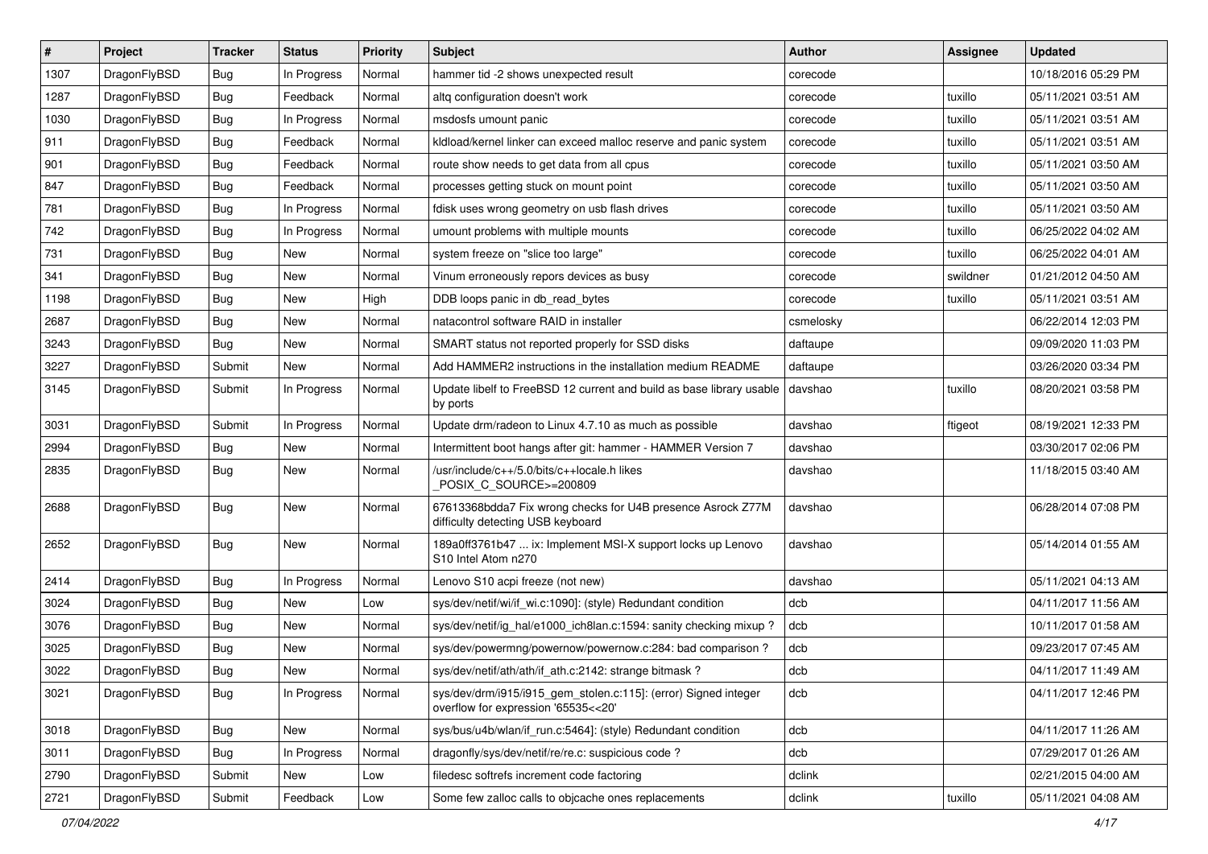| # | Project | Tracker | Status | Priority | Subject | Author | Assignee | Updated |
|---|---|---|---|---|---|---|---|---|
| 1307 | DragonFlyBSD | Bug | In Progress | Normal | hammer tid -2 shows unexpected result | corecode |  | 10/18/2016 05:29 PM |
| 1287 | DragonFlyBSD | Bug | Feedback | Normal | altq configuration doesn't work | corecode | tuxillo | 05/11/2021 03:51 AM |
| 1030 | DragonFlyBSD | Bug | In Progress | Normal | msdosfs umount panic | corecode | tuxillo | 05/11/2021 03:51 AM |
| 911 | DragonFlyBSD | Bug | Feedback | Normal | kldload/kernel linker can exceed malloc reserve and panic system | corecode | tuxillo | 05/11/2021 03:51 AM |
| 901 | DragonFlyBSD | Bug | Feedback | Normal | route show needs to get data from all cpus | corecode | tuxillo | 05/11/2021 03:50 AM |
| 847 | DragonFlyBSD | Bug | Feedback | Normal | processes getting stuck on mount point | corecode | tuxillo | 05/11/2021 03:50 AM |
| 781 | DragonFlyBSD | Bug | In Progress | Normal | fdisk uses wrong geometry on usb flash drives | corecode | tuxillo | 05/11/2021 03:50 AM |
| 742 | DragonFlyBSD | Bug | In Progress | Normal | umount problems with multiple mounts | corecode | tuxillo | 06/25/2022 04:02 AM |
| 731 | DragonFlyBSD | Bug | New | Normal | system freeze on "slice too large" | corecode | tuxillo | 06/25/2022 04:01 AM |
| 341 | DragonFlyBSD | Bug | New | Normal | Vinum erroneously repors devices as busy | corecode | swildner | 01/21/2012 04:50 AM |
| 1198 | DragonFlyBSD | Bug | New | High | DDB loops panic in db_read_bytes | corecode | tuxillo | 05/11/2021 03:51 AM |
| 2687 | DragonFlyBSD | Bug | New | Normal | natacontrol software RAID in installer | csmelosky |  | 06/22/2014 12:03 PM |
| 3243 | DragonFlyBSD | Bug | New | Normal | SMART status not reported properly for SSD disks | daftaupe |  | 09/09/2020 11:03 PM |
| 3227 | DragonFlyBSD | Submit | New | Normal | Add HAMMER2 instructions in the installation medium README | daftaupe |  | 03/26/2020 03:34 PM |
| 3145 | DragonFlyBSD | Submit | In Progress | Normal | Update libelf to FreeBSD 12 current and build as base library usable by ports | davshao | tuxillo | 08/20/2021 03:58 PM |
| 3031 | DragonFlyBSD | Submit | In Progress | Normal | Update drm/radeon to Linux 4.7.10 as much as possible | davshao | ftigeot | 08/19/2021 12:33 PM |
| 2994 | DragonFlyBSD | Bug | New | Normal | Intermittent boot hangs after git: hammer - HAMMER Version 7 | davshao |  | 03/30/2017 02:06 PM |
| 2835 | DragonFlyBSD | Bug | New | Normal | /usr/include/c++/5.0/bits/c++locale.h likes _POSIX_C_SOURCE>=200809 | davshao |  | 11/18/2015 03:40 AM |
| 2688 | DragonFlyBSD | Bug | New | Normal | 67613368bdda7 Fix wrong checks for U4B presence Asrock Z77M difficulty detecting USB keyboard | davshao |  | 06/28/2014 07:08 PM |
| 2652 | DragonFlyBSD | Bug | New | Normal | 189a0ff3761b47 ... ix: Implement MSI-X support locks up Lenovo S10 Intel Atom n270 | davshao |  | 05/14/2014 01:55 AM |
| 2414 | DragonFlyBSD | Bug | In Progress | Normal | Lenovo S10 acpi freeze (not new) | davshao |  | 05/11/2021 04:13 AM |
| 3024 | DragonFlyBSD | Bug | New | Low | sys/dev/netif/wi/if_wi.c:1090]: (style) Redundant condition | dcb |  | 04/11/2017 11:56 AM |
| 3076 | DragonFlyBSD | Bug | New | Normal | sys/dev/netif/ig_hal/e1000_ich8lan.c:1594: sanity checking mixup ? | dcb |  | 10/11/2017 01:58 AM |
| 3025 | DragonFlyBSD | Bug | New | Normal | sys/dev/powermng/powernow/powernow.c:284: bad comparison ? | dcb |  | 09/23/2017 07:45 AM |
| 3022 | DragonFlyBSD | Bug | New | Normal | sys/dev/netif/ath/ath/if_ath.c:2142: strange bitmask ? | dcb |  | 04/11/2017 11:49 AM |
| 3021 | DragonFlyBSD | Bug | In Progress | Normal | sys/dev/drm/i915/i915_gem_stolen.c:115]: (error) Signed integer overflow for expression '65535<<20' | dcb |  | 04/11/2017 12:46 PM |
| 3018 | DragonFlyBSD | Bug | New | Normal | sys/bus/u4b/wlan/if_run.c:5464]: (style) Redundant condition | dcb |  | 04/11/2017 11:26 AM |
| 3011 | DragonFlyBSD | Bug | In Progress | Normal | dragonfly/sys/dev/netif/re/re.c: suspicious code ? | dcb |  | 07/29/2017 01:26 AM |
| 2790 | DragonFlyBSD | Submit | New | Low | filedesc softrefs increment code factoring | dclink |  | 02/21/2015 04:00 AM |
| 2721 | DragonFlyBSD | Submit | Feedback | Low | Some few zalloc calls to objcache ones replacements | dclink | tuxillo | 05/11/2021 04:08 AM |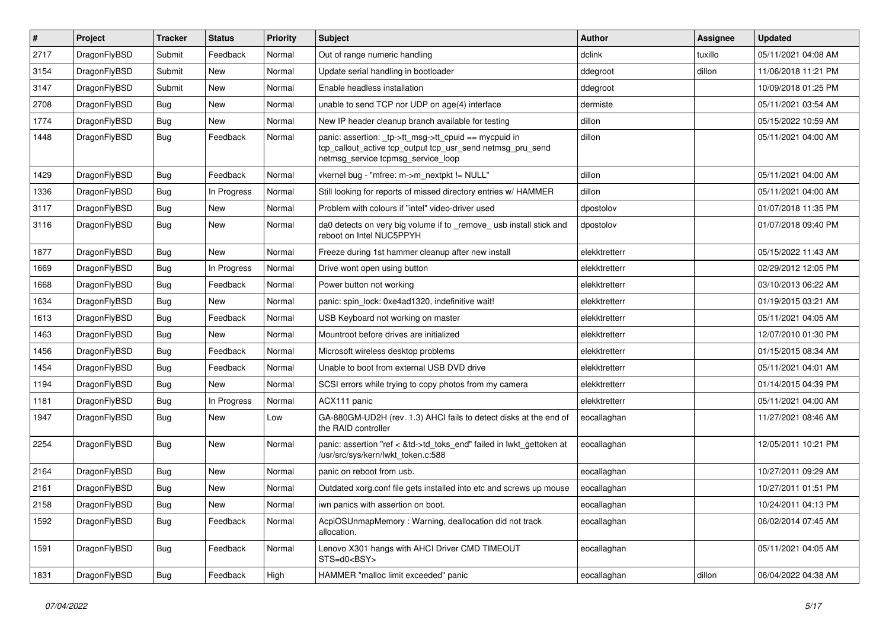| # | Project | Tracker | Status | Priority | Subject | Author | Assignee | Updated |
|---|---|---|---|---|---|---|---|---|
| 2717 | DragonFlyBSD | Submit | Feedback | Normal | Out of range numeric handling | dclink | tuxillo | 05/11/2021 04:08 AM |
| 3154 | DragonFlyBSD | Submit | New | Normal | Update serial handling in bootloader | ddegroot | dillon | 11/06/2018 11:21 PM |
| 3147 | DragonFlyBSD | Submit | New | Normal | Enable headless installation | ddegroot | | 10/09/2018 01:25 PM |
| 2708 | DragonFlyBSD | Bug | New | Normal | unable to send TCP nor UDP on age(4) interface | dermiste | | 05/11/2021 03:54 AM |
| 1774 | DragonFlyBSD | Bug | New | Normal | New IP header cleanup branch available for testing | dillon | | 05/15/2022 10:59 AM |
| 1448 | DragonFlyBSD | Bug | Feedback | Normal | panic: assertion: _tp->tt_msg->tt_cpuid == mycpuid in tcp_callout_active tcp_output tcp_usr_send netmsg_pru_send netmsg_service tcpmsg_service_loop | dillon | | 05/11/2021 04:00 AM |
| 1429 | DragonFlyBSD | Bug | Feedback | Normal | vkernel bug - "mfree: m->m_nextpkt != NULL" | dillon | | 05/11/2021 04:00 AM |
| 1336 | DragonFlyBSD | Bug | In Progress | Normal | Still looking for reports of missed directory entries w/ HAMMER | dillon | | 05/11/2021 04:00 AM |
| 3117 | DragonFlyBSD | Bug | New | Normal | Problem with colours if "intel" video-driver used | dpostolov | | 01/07/2018 11:35 PM |
| 3116 | DragonFlyBSD | Bug | New | Normal | da0 detects on very big volume if to _remove_ usb install stick and reboot on Intel NUC5PPYH | dpostolov | | 01/07/2018 09:40 PM |
| 1877 | DragonFlyBSD | Bug | New | Normal | Freeze during 1st hammer cleanup after new install | elekktretterr | | 05/15/2022 11:43 AM |
| 1669 | DragonFlyBSD | Bug | In Progress | Normal | Drive wont open using button | elekktretterr | | 02/29/2012 12:05 PM |
| 1668 | DragonFlyBSD | Bug | Feedback | Normal | Power button not working | elekktretterr | | 03/10/2013 06:22 AM |
| 1634 | DragonFlyBSD | Bug | New | Normal | panic: spin_lock: 0xe4ad1320, indefinitive wait! | elekktretterr | | 01/19/2015 03:21 AM |
| 1613 | DragonFlyBSD | Bug | Feedback | Normal | USB Keyboard not working on master | elekktretterr | | 05/11/2021 04:05 AM |
| 1463 | DragonFlyBSD | Bug | New | Normal | Mountroot before drives are initialized | elekktretterr | | 12/07/2010 01:30 PM |
| 1456 | DragonFlyBSD | Bug | Feedback | Normal | Microsoft wireless desktop problems | elekktretterr | | 01/15/2015 08:34 AM |
| 1454 | DragonFlyBSD | Bug | Feedback | Normal | Unable to boot from external USB DVD drive | elekktretterr | | 05/11/2021 04:01 AM |
| 1194 | DragonFlyBSD | Bug | New | Normal | SCSI errors while trying to copy photos from my camera | elekktretterr | | 01/14/2015 04:39 PM |
| 1181 | DragonFlyBSD | Bug | In Progress | Normal | ACX111 panic | elekktretterr | | 05/11/2021 04:00 AM |
| 1947 | DragonFlyBSD | Bug | New | Low | GA-880GM-UD2H (rev. 1.3) AHCI fails to detect disks at the end of the RAID controller | eocallaghan | | 11/27/2021 08:46 AM |
| 2254 | DragonFlyBSD | Bug | New | Normal | panic: assertion "ref < &td->td_toks_end" failed in lwkt_gettoken at /usr/src/sys/kern/lwkt_token.c:588 | eocallaghan | | 12/05/2011 10:21 PM |
| 2164 | DragonFlyBSD | Bug | New | Normal | panic on reboot from usb. | eocallaghan | | 10/27/2011 09:29 AM |
| 2161 | DragonFlyBSD | Bug | New | Normal | Outdated xorg.conf file gets installed into etc and screws up mouse | eocallaghan | | 10/27/2011 01:51 PM |
| 2158 | DragonFlyBSD | Bug | New | Normal | iwn panics with assertion on boot. | eocallaghan | | 10/24/2011 04:13 PM |
| 1592 | DragonFlyBSD | Bug | Feedback | Normal | AcpiOSUnmapMemory : Warning, deallocation did not track allocation. | eocallaghan | | 06/02/2014 07:45 AM |
| 1591 | DragonFlyBSD | Bug | Feedback | Normal | Lenovo X301 hangs with AHCI Driver CMD TIMEOUT STS=d0<BSY> | eocallaghan | | 05/11/2021 04:05 AM |
| 1831 | DragonFlyBSD | Bug | Feedback | High | HAMMER "malloc limit exceeded" panic | eocallaghan | dillon | 06/04/2022 04:38 AM |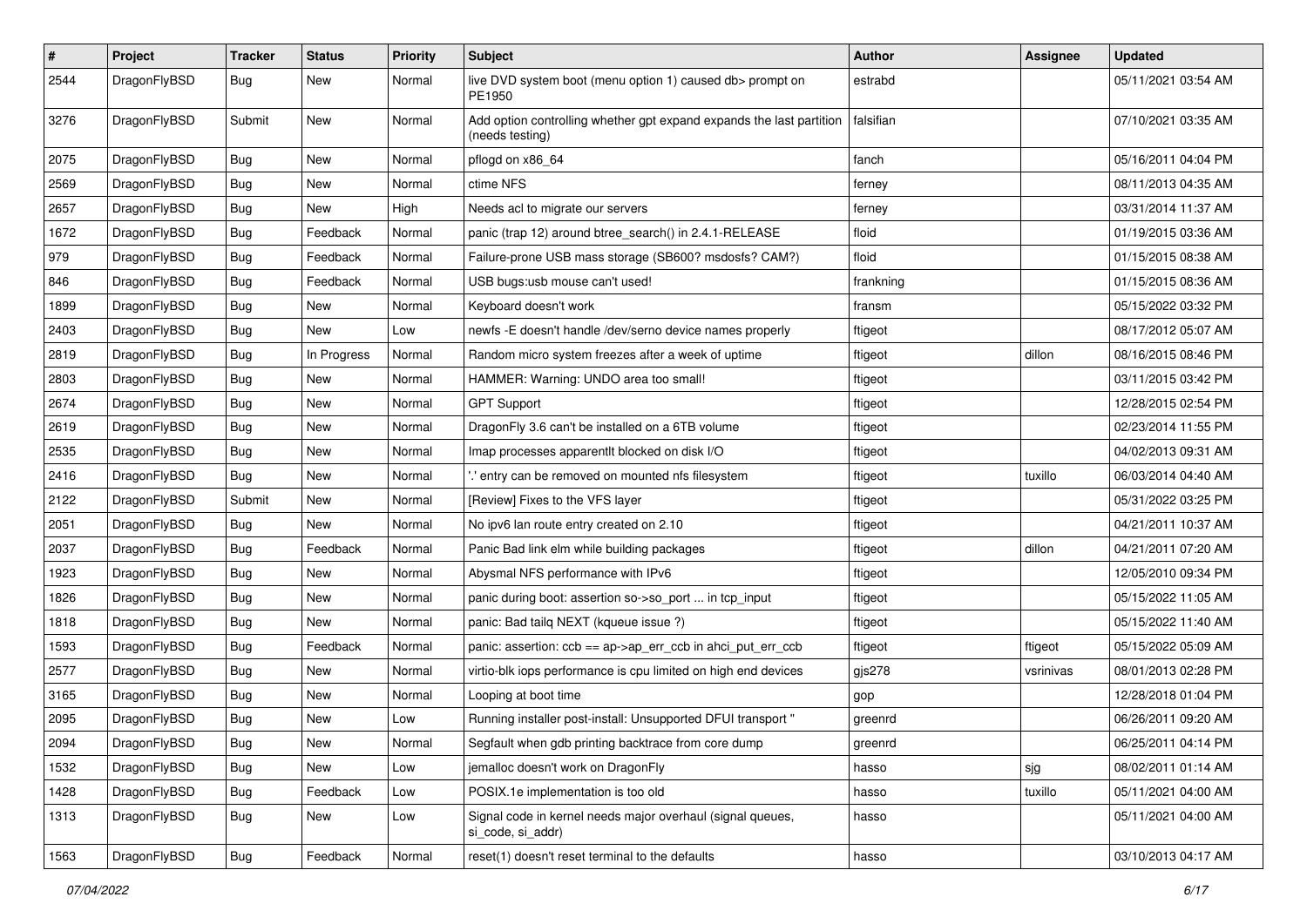| # | Project | Tracker | Status | Priority | Subject | Author | Assignee | Updated |
|---|---|---|---|---|---|---|---|---|
| 2544 | DragonFlyBSD | Bug | New | Normal | live DVD system boot (menu option 1) caused db> prompt on PE1950 | estrabd | | 05/11/2021 03:54 AM |
| 3276 | DragonFlyBSD | Submit | New | Normal | Add option controlling whether gpt expand expands the last partition (needs testing) | falsifian | | 07/10/2021 03:35 AM |
| 2075 | DragonFlyBSD | Bug | New | Normal | pflogd on x86_64 | fanch | | 05/16/2011 04:04 PM |
| 2569 | DragonFlyBSD | Bug | New | Normal | ctime NFS | ferney | | 08/11/2013 04:35 AM |
| 2657 | DragonFlyBSD | Bug | New | High | Needs acl to migrate our servers | ferney | | 03/31/2014 11:37 AM |
| 1672 | DragonFlyBSD | Bug | Feedback | Normal | panic (trap 12) around btree_search() in 2.4.1-RELEASE | floid | | 01/19/2015 03:36 AM |
| 979 | DragonFlyBSD | Bug | Feedback | Normal | Failure-prone USB mass storage (SB600? msdosfs? CAM?) | floid | | 01/15/2015 08:38 AM |
| 846 | DragonFlyBSD | Bug | Feedback | Normal | USB bugs:usb mouse can't used! | frankning | | 01/15/2015 08:36 AM |
| 1899 | DragonFlyBSD | Bug | New | Normal | Keyboard doesn't work | fransm | | 05/15/2022 03:32 PM |
| 2403 | DragonFlyBSD | Bug | New | Low | newfs -E doesn't handle /dev/serno device names properly | ftigeot | | 08/17/2012 05:07 AM |
| 2819 | DragonFlyBSD | Bug | In Progress | Normal | Random micro system freezes after a week of uptime | ftigeot | dillon | 08/16/2015 08:46 PM |
| 2803 | DragonFlyBSD | Bug | New | Normal | HAMMER: Warning: UNDO area too small! | ftigeot | | 03/11/2015 03:42 PM |
| 2674 | DragonFlyBSD | Bug | New | Normal | GPT Support | ftigeot | | 12/28/2015 02:54 PM |
| 2619 | DragonFlyBSD | Bug | New | Normal | DragonFly 3.6 can't be installed on a 6TB volume | ftigeot | | 02/23/2014 11:55 PM |
| 2535 | DragonFlyBSD | Bug | New | Normal | Imap processes apparentlt blocked on disk I/O | ftigeot | | 04/02/2013 09:31 AM |
| 2416 | DragonFlyBSD | Bug | New | Normal | '.' entry can be removed on mounted nfs filesystem | ftigeot | tuxillo | 06/03/2014 04:40 AM |
| 2122 | DragonFlyBSD | Submit | New | Normal | [Review] Fixes to the VFS layer | ftigeot | | 05/31/2022 03:25 PM |
| 2051 | DragonFlyBSD | Bug | New | Normal | No ipv6 lan route entry created on 2.10 | ftigeot | | 04/21/2011 10:37 AM |
| 2037 | DragonFlyBSD | Bug | Feedback | Normal | Panic Bad link elm while building packages | ftigeot | dillon | 04/21/2011 07:20 AM |
| 1923 | DragonFlyBSD | Bug | New | Normal | Abysmal NFS performance with IPv6 | ftigeot | | 12/05/2010 09:34 PM |
| 1826 | DragonFlyBSD | Bug | New | Normal | panic during boot: assertion so->so_port ... in tcp_input | ftigeot | | 05/15/2022 11:05 AM |
| 1818 | DragonFlyBSD | Bug | New | Normal | panic: Bad tailq NEXT (kqueue issue ?) | ftigeot | | 05/15/2022 11:40 AM |
| 1593 | DragonFlyBSD | Bug | Feedback | Normal | panic: assertion: ccb == ap->ap_err_ccb in ahci_put_err_ccb | ftigeot | ftigeot | 05/15/2022 05:09 AM |
| 2577 | DragonFlyBSD | Bug | New | Normal | virtio-blk iops performance is cpu limited on high end devices | gjs278 | vsrinivas | 08/01/2013 02:28 PM |
| 3165 | DragonFlyBSD | Bug | New | Normal | Looping at boot time | gop | | 12/28/2018 01:04 PM |
| 2095 | DragonFlyBSD | Bug | New | Low | Running installer post-install: Unsupported DFUI transport " | greenrd | | 06/26/2011 09:20 AM |
| 2094 | DragonFlyBSD | Bug | New | Normal | Segfault when gdb printing backtrace from core dump | greenrd | | 06/25/2011 04:14 PM |
| 1532 | DragonFlyBSD | Bug | New | Low | jemalloc doesn't work on DragonFly | hasso | sjg | 08/02/2011 01:14 AM |
| 1428 | DragonFlyBSD | Bug | Feedback | Low | POSIX.1e implementation is too old | hasso | tuxillo | 05/11/2021 04:00 AM |
| 1313 | DragonFlyBSD | Bug | New | Low | Signal code in kernel needs major overhaul (signal queues, si_code, si_addr) | hasso | | 05/11/2021 04:00 AM |
| 1563 | DragonFlyBSD | Bug | Feedback | Normal | reset(1) doesn't reset terminal to the defaults | hasso | | 03/10/2013 04:17 AM |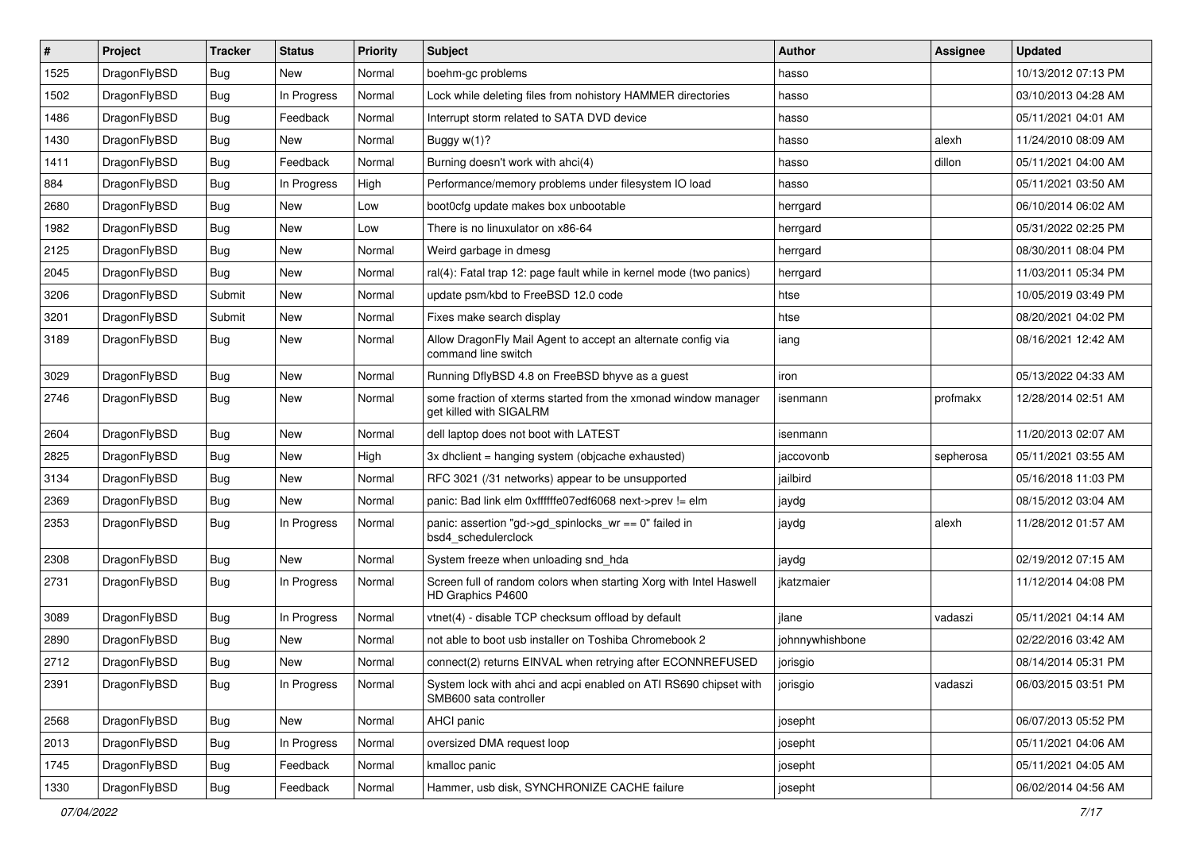| # | Project | Tracker | Status | Priority | Subject | Author | Assignee | Updated |
|---|---|---|---|---|---|---|---|---|
| 1525 | DragonFlyBSD | Bug | New | Normal | boehm-gc problems | hasso | | 10/13/2012 07:13 PM |
| 1502 | DragonFlyBSD | Bug | In Progress | Normal | Lock while deleting files from nohistory HAMMER directories | hasso | | 03/10/2013 04:28 AM |
| 1486 | DragonFlyBSD | Bug | Feedback | Normal | Interrupt storm related to SATA DVD device | hasso | | 05/11/2021 04:01 AM |
| 1430 | DragonFlyBSD | Bug | New | Normal | Buggy w(1)? | hasso | alexh | 11/24/2010 08:09 AM |
| 1411 | DragonFlyBSD | Bug | Feedback | Normal | Burning doesn't work with ahci(4) | hasso | dillon | 05/11/2021 04:00 AM |
| 884 | DragonFlyBSD | Bug | In Progress | High | Performance/memory problems under filesystem IO load | hasso | | 05/11/2021 03:50 AM |
| 2680 | DragonFlyBSD | Bug | New | Low | boot0cfg update makes box unbootable | herrgard | | 06/10/2014 06:02 AM |
| 1982 | DragonFlyBSD | Bug | New | Low | There is no linuxulator on x86-64 | herrgard | | 05/31/2022 02:25 PM |
| 2125 | DragonFlyBSD | Bug | New | Normal | Weird garbage in dmesg | herrgard | | 08/30/2011 08:04 PM |
| 2045 | DragonFlyBSD | Bug | New | Normal | ral(4): Fatal trap 12: page fault while in kernel mode (two panics) | herrgard | | 11/03/2011 05:34 PM |
| 3206 | DragonFlyBSD | Submit | New | Normal | update psm/kbd to FreeBSD 12.0 code | htse | | 10/05/2019 03:49 PM |
| 3201 | DragonFlyBSD | Submit | New | Normal | Fixes make search display | htse | | 08/20/2021 04:02 PM |
| 3189 | DragonFlyBSD | Bug | New | Normal | Allow DragonFly Mail Agent to accept an alternate config via command line switch | iang | | 08/16/2021 12:42 AM |
| 3029 | DragonFlyBSD | Bug | New | Normal | Running DflyBSD 4.8 on FreeBSD bhyve as a guest | iron | | 05/13/2022 04:33 AM |
| 2746 | DragonFlyBSD | Bug | New | Normal | some fraction of xterms started from the xmonad window manager get killed with SIGALRM | isenmann | profmakx | 12/28/2014 02:51 AM |
| 2604 | DragonFlyBSD | Bug | New | Normal | dell laptop does not boot with LATEST | isenmann | | 11/20/2013 02:07 AM |
| 2825 | DragonFlyBSD | Bug | New | High | 3x dhclient = hanging system (objcache exhausted) | jaccovonb | sepherosa | 05/11/2021 03:55 AM |
| 3134 | DragonFlyBSD | Bug | New | Normal | RFC 3021 (/31 networks) appear to be unsupported | jailbird | | 05/16/2018 11:03 PM |
| 2369 | DragonFlyBSD | Bug | New | Normal | panic: Bad link elm 0xffffffe07edf6068 next->prev != elm | jaydg | | 08/15/2012 03:04 AM |
| 2353 | DragonFlyBSD | Bug | In Progress | Normal | panic: assertion "gd->gd_spinlocks_wr == 0" failed in bsd4_schedulerclock | jaydg | alexh | 11/28/2012 01:57 AM |
| 2308 | DragonFlyBSD | Bug | New | Normal | System freeze when unloading snd_hda | jaydg | | 02/19/2012 07:15 AM |
| 2731 | DragonFlyBSD | Bug | In Progress | Normal | Screen full of random colors when starting Xorg with Intel Haswell HD Graphics P4600 | jkatzmaier | | 11/12/2014 04:08 PM |
| 3089 | DragonFlyBSD | Bug | In Progress | Normal | vtnet(4) - disable TCP checksum offload by default | jlane | vadaszi | 05/11/2021 04:14 AM |
| 2890 | DragonFlyBSD | Bug | New | Normal | not able to boot usb installer on Toshiba Chromebook 2 | johnnywhishbone | | 02/22/2016 03:42 AM |
| 2712 | DragonFlyBSD | Bug | New | Normal | connect(2) returns EINVAL when retrying after ECONNREFUSED | jorisgio | | 08/14/2014 05:31 PM |
| 2391 | DragonFlyBSD | Bug | In Progress | Normal | System lock with ahci and acpi enabled on ATI RS690 chipset with SMB600 sata controller | jorisgio | vadaszi | 06/03/2015 03:51 PM |
| 2568 | DragonFlyBSD | Bug | New | Normal | AHCI panic | josepht | | 06/07/2013 05:52 PM |
| 2013 | DragonFlyBSD | Bug | In Progress | Normal | oversized DMA request loop | josepht | | 05/11/2021 04:06 AM |
| 1745 | DragonFlyBSD | Bug | Feedback | Normal | kmalloc panic | josepht | | 05/11/2021 04:05 AM |
| 1330 | DragonFlyBSD | Bug | Feedback | Normal | Hammer, usb disk, SYNCHRONIZE CACHE failure | josepht | | 06/02/2014 04:56 AM |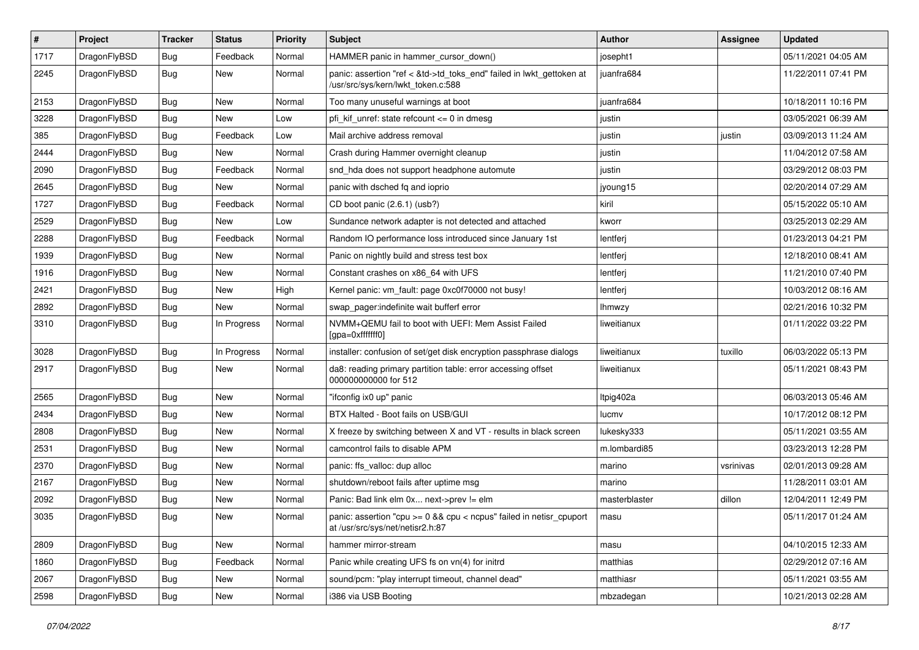| # | Project | Tracker | Status | Priority | Subject | Author | Assignee | Updated |
|---|---|---|---|---|---|---|---|---|
| 1717 | DragonFlyBSD | Bug | Feedback | Normal | HAMMER panic in hammer_cursor_down() | josepht1 | | 05/11/2021 04:05 AM |
| 2245 | DragonFlyBSD | Bug | New | Normal | panic: assertion "ref < &td->td_toks_end" failed in lwkt_gettoken at /usr/src/sys/kern/lwkt_token.c:588 | juanfra684 | | 11/22/2011 07:41 PM |
| 2153 | DragonFlyBSD | Bug | New | Normal | Too many unuseful warnings at boot | juanfra684 | | 10/18/2011 10:16 PM |
| 3228 | DragonFlyBSD | Bug | New | Low | pfi_kif_unref: state refcount <= 0 in dmesg | justin | | 03/05/2021 06:39 AM |
| 385 | DragonFlyBSD | Bug | Feedback | Low | Mail archive address removal | justin | justin | 03/09/2013 11:24 AM |
| 2444 | DragonFlyBSD | Bug | New | Normal | Crash during Hammer overnight cleanup | justin | | 11/04/2012 07:58 AM |
| 2090 | DragonFlyBSD | Bug | Feedback | Normal | snd_hda does not support headphone automute | justin | | 03/29/2012 08:03 PM |
| 2645 | DragonFlyBSD | Bug | New | Normal | panic with dsched fq and ioprio | jyoung15 | | 02/20/2014 07:29 AM |
| 1727 | DragonFlyBSD | Bug | Feedback | Normal | CD boot panic (2.6.1) (usb?) | kiril | | 05/15/2022 05:10 AM |
| 2529 | DragonFlyBSD | Bug | New | Low | Sundance network adapter is not detected and attached | kworr | | 03/25/2013 02:29 AM |
| 2288 | DragonFlyBSD | Bug | Feedback | Normal | Random IO performance loss introduced since January 1st | lentferj | | 01/23/2013 04:21 PM |
| 1939 | DragonFlyBSD | Bug | New | Normal | Panic on nightly build and stress test box | lentferj | | 12/18/2010 08:41 AM |
| 1916 | DragonFlyBSD | Bug | New | Normal | Constant crashes on x86_64 with UFS | lentferj | | 11/21/2010 07:40 PM |
| 2421 | DragonFlyBSD | Bug | New | High | Kernel panic: vm_fault: page 0xc0f70000 not busy! | lentferj | | 10/03/2012 08:16 AM |
| 2892 | DragonFlyBSD | Bug | New | Normal | swap_pager:indefinite wait bufferf error | lhmwzy | | 02/21/2016 10:32 PM |
| 3310 | DragonFlyBSD | Bug | In Progress | Normal | NVMM+QEMU fail to boot with UEFI: Mem Assist Failed [gpa=0xfffffff0] | liweitianux | | 01/11/2022 03:22 PM |
| 3028 | DragonFlyBSD | Bug | In Progress | Normal | installer: confusion of set/get disk encryption passphrase dialogs | liweitianux | tuxillo | 06/03/2022 05:13 PM |
| 2917 | DragonFlyBSD | Bug | New | Normal | da8: reading primary partition table: error accessing offset 000000000000 for 512 | liweitianux | | 05/11/2021 08:43 PM |
| 2565 | DragonFlyBSD | Bug | New | Normal | "ifconfig ix0 up" panic | Itpig402a | | 06/03/2013 05:46 AM |
| 2434 | DragonFlyBSD | Bug | New | Normal | BTX Halted - Boot fails on USB/GUI | lucmv | | 10/17/2012 08:12 PM |
| 2808 | DragonFlyBSD | Bug | New | Normal | X freeze by switching between X and VT - results in black screen | lukesky333 | | 05/11/2021 03:55 AM |
| 2531 | DragonFlyBSD | Bug | New | Normal | camcontrol fails to disable APM | m.lombardi85 | | 03/23/2013 12:28 PM |
| 2370 | DragonFlyBSD | Bug | New | Normal | panic: ffs_valloc: dup alloc | marino | vsrinivas | 02/01/2013 09:28 AM |
| 2167 | DragonFlyBSD | Bug | New | Normal | shutdown/reboot fails after uptime msg | marino | | 11/28/2011 03:01 AM |
| 2092 | DragonFlyBSD | Bug | New | Normal | Panic: Bad link elm 0x... next->prev != elm | masterblaster | dillon | 12/04/2011 12:49 PM |
| 3035 | DragonFlyBSD | Bug | New | Normal | panic: assertion "cpu >= 0 && cpu < ncpus" failed in netisr_cpuport at /usr/src/sys/net/netisr2.h:87 | masu | | 05/11/2017 01:24 AM |
| 2809 | DragonFlyBSD | Bug | New | Normal | hammer mirror-stream | masu | | 04/10/2015 12:33 AM |
| 1860 | DragonFlyBSD | Bug | Feedback | Normal | Panic while creating UFS fs on vn(4) for initrd | matthias | | 02/29/2012 07:16 AM |
| 2067 | DragonFlyBSD | Bug | New | Normal | sound/pcm: "play interrupt timeout, channel dead" | matthiasr | | 05/11/2021 03:55 AM |
| 2598 | DragonFlyBSD | Bug | New | Normal | i386 via USB Booting | mbzadegan | | 10/21/2013 02:28 AM |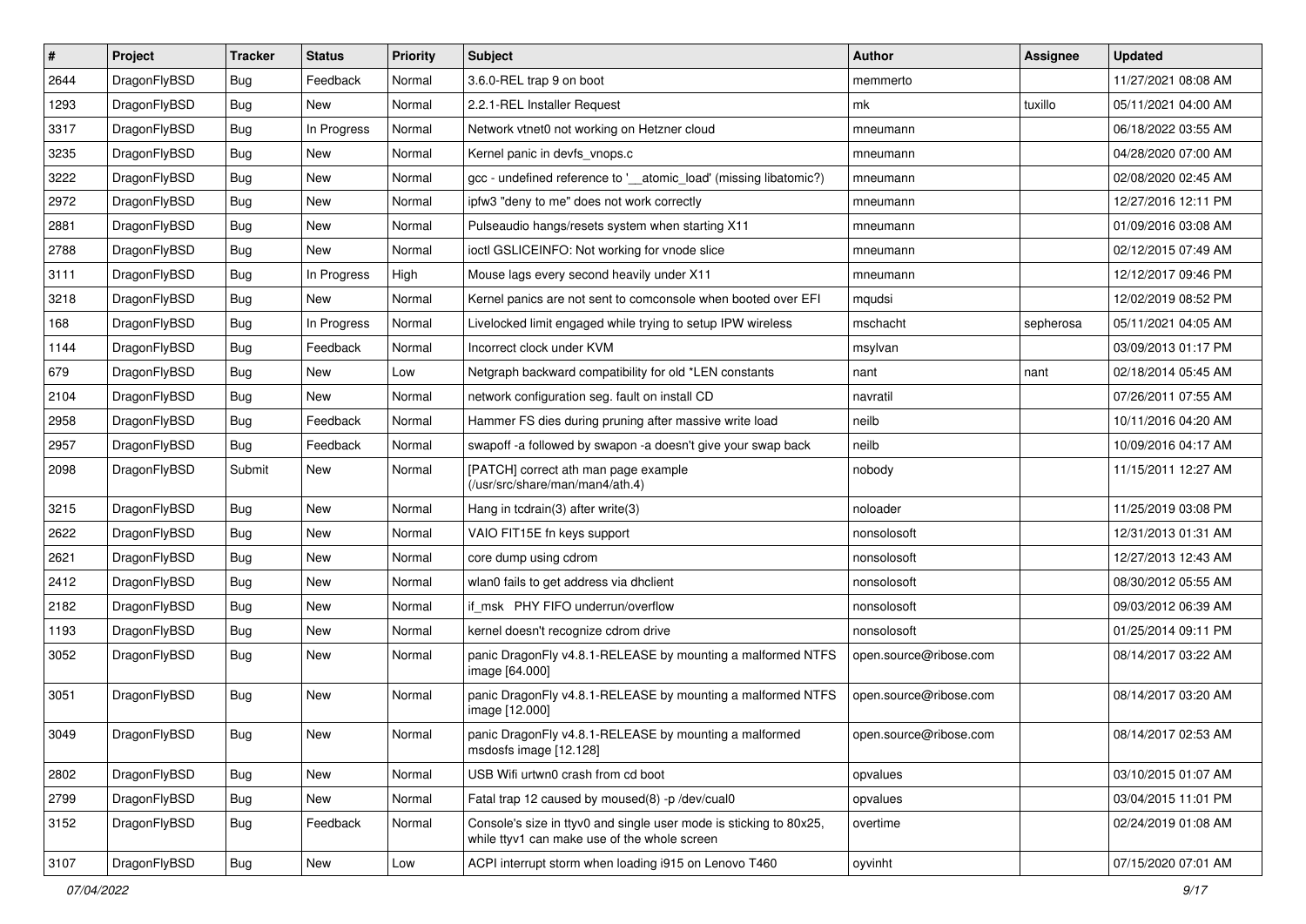| # | Project | Tracker | Status | Priority | Subject | Author | Assignee | Updated |
|---|---|---|---|---|---|---|---|---|
| 2644 | DragonFlyBSD | Bug | Feedback | Normal | 3.6.0-REL trap 9 on boot | memmerto | | 11/27/2021 08:08 AM |
| 1293 | DragonFlyBSD | Bug | New | Normal | 2.2.1-REL Installer Request | mk | tuxillo | 05/11/2021 04:00 AM |
| 3317 | DragonFlyBSD | Bug | In Progress | Normal | Network vtnet0 not working on Hetzner cloud | mneumann | | 06/18/2022 03:55 AM |
| 3235 | DragonFlyBSD | Bug | New | Normal | Kernel panic in devfs_vnops.c | mneumann | | 04/28/2020 07:00 AM |
| 3222 | DragonFlyBSD | Bug | New | Normal | gcc - undefined reference to '__atomic_load' (missing libatomic?) | mneumann | | 02/08/2020 02:45 AM |
| 2972 | DragonFlyBSD | Bug | New | Normal | ipfw3 "deny to me" does not work correctly | mneumann | | 12/27/2016 12:11 PM |
| 2881 | DragonFlyBSD | Bug | New | Normal | Pulseaudio hangs/resets system when starting X11 | mneumann | | 01/09/2016 03:08 AM |
| 2788 | DragonFlyBSD | Bug | New | Normal | ioctl GSLICEINFO: Not working for vnode slice | mneumann | | 02/12/2015 07:49 AM |
| 3111 | DragonFlyBSD | Bug | In Progress | High | Mouse lags every second heavily under X11 | mneumann | | 12/12/2017 09:46 PM |
| 3218 | DragonFlyBSD | Bug | New | Normal | Kernel panics are not sent to comconsole when booted over EFI | mqudsi | | 12/02/2019 08:52 PM |
| 168 | DragonFlyBSD | Bug | In Progress | Normal | Livelocked limit engaged while trying to setup IPW wireless | mschacht | sepherosa | 05/11/2021 04:05 AM |
| 1144 | DragonFlyBSD | Bug | Feedback | Normal | Incorrect clock under KVM | msylvan | | 03/09/2013 01:17 PM |
| 679 | DragonFlyBSD | Bug | New | Low | Netgraph backward compatibility for old *LEN constants | nant | nant | 02/18/2014 05:45 AM |
| 2104 | DragonFlyBSD | Bug | New | Normal | network configuration seg. fault on install CD | navratil | | 07/26/2011 07:55 AM |
| 2958 | DragonFlyBSD | Bug | Feedback | Normal | Hammer FS dies during pruning after massive write load | neilb | | 10/11/2016 04:20 AM |
| 2957 | DragonFlyBSD | Bug | Feedback | Normal | swapoff -a followed by swapon -a doesn't give your swap back | neilb | | 10/09/2016 04:17 AM |
| 2098 | DragonFlyBSD | Submit | New | Normal | [PATCH] correct ath man page example (/usr/src/share/man/man4/ath.4) | nobody | | 11/15/2011 12:27 AM |
| 3215 | DragonFlyBSD | Bug | New | Normal | Hang in tcdrain(3) after write(3) | noloader | | 11/25/2019 03:08 PM |
| 2622 | DragonFlyBSD | Bug | New | Normal | VAIO FIT15E fn keys support | nonsolosoft | | 12/31/2013 01:31 AM |
| 2621 | DragonFlyBSD | Bug | New | Normal | core dump using cdrom | nonsolosoft | | 12/27/2013 12:43 AM |
| 2412 | DragonFlyBSD | Bug | New | Normal | wlan0 fails to get address via dhclient | nonsolosoft | | 08/30/2012 05:55 AM |
| 2182 | DragonFlyBSD | Bug | New | Normal | if_msk PHY FIFO underrun/overflow | nonsolosoft | | 09/03/2012 06:39 AM |
| 1193 | DragonFlyBSD | Bug | New | Normal | kernel doesn't recognize cdrom drive | nonsolosoft | | 01/25/2014 09:11 PM |
| 3052 | DragonFlyBSD | Bug | New | Normal | panic DragonFly v4.8.1-RELEASE by mounting a malformed NTFS image [64.000] | open.source@ribose.com | | 08/14/2017 03:22 AM |
| 3051 | DragonFlyBSD | Bug | New | Normal | panic DragonFly v4.8.1-RELEASE by mounting a malformed NTFS image [12.000] | open.source@ribose.com | | 08/14/2017 03:20 AM |
| 3049 | DragonFlyBSD | Bug | New | Normal | panic DragonFly v4.8.1-RELEASE by mounting a malformed msdosfs image [12.128] | open.source@ribose.com | | 08/14/2017 02:53 AM |
| 2802 | DragonFlyBSD | Bug | New | Normal | USB Wifi urtwn0 crash from cd boot | opvalues | | 03/10/2015 01:07 AM |
| 2799 | DragonFlyBSD | Bug | New | Normal | Fatal trap 12 caused by moused(8) -p /dev/cual0 | opvalues | | 03/04/2015 11:01 PM |
| 3152 | DragonFlyBSD | Bug | Feedback | Normal | Console's size in ttyv0 and single user mode is sticking to 80x25, while ttyv1 can make use of the whole screen | overtime | | 02/24/2019 01:08 AM |
| 3107 | DragonFlyBSD | Bug | New | Low | ACPI interrupt storm when loading i915 on Lenovo T460 | oyvinht | | 07/15/2020 07:01 AM |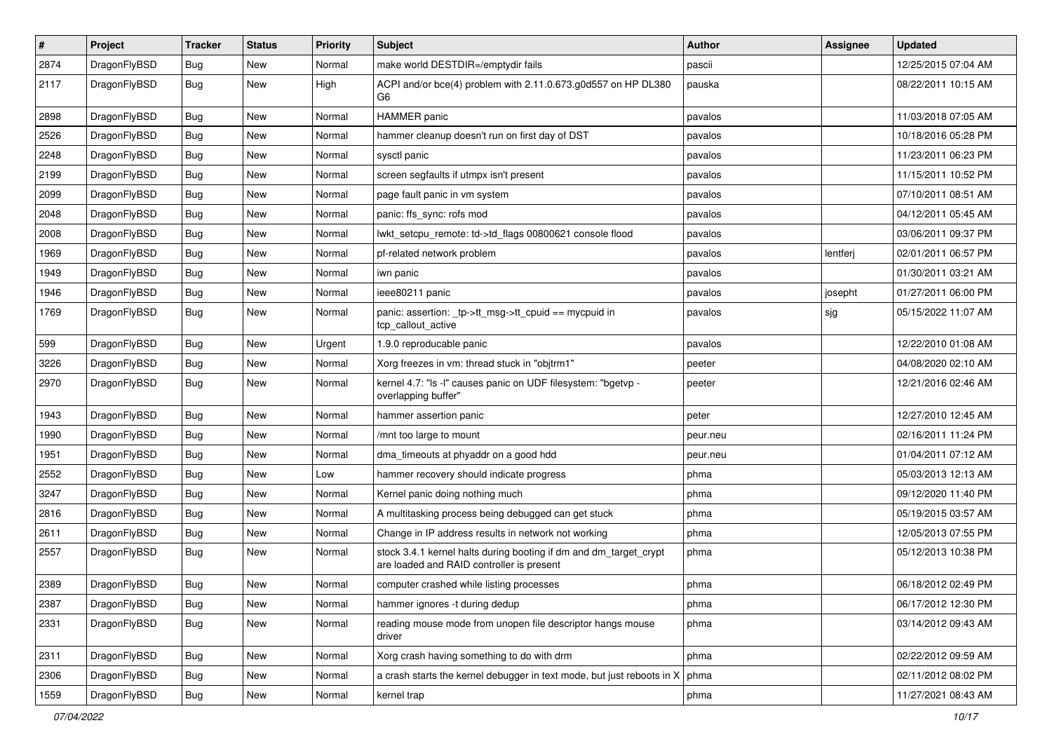| # | Project | Tracker | Status | Priority | Subject | Author | Assignee | Updated |
|---|---|---|---|---|---|---|---|---|
| 2874 | DragonFlyBSD | Bug | New | Normal | make world DESTDIR=/emptydir fails | pascii | | 12/25/2015 07:04 AM |
| 2117 | DragonFlyBSD | Bug | New | High | ACPI and/or bce(4) problem with 2.11.0.673.g0d557 on HP DL380 G6 | pauska | | 08/22/2011 10:15 AM |
| 2898 | DragonFlyBSD | Bug | New | Normal | HAMMER panic | pavalos | | 11/03/2018 07:05 AM |
| 2526 | DragonFlyBSD | Bug | New | Normal | hammer cleanup doesn't run on first day of DST | pavalos | | 10/18/2016 05:28 PM |
| 2248 | DragonFlyBSD | Bug | New | Normal | sysctl panic | pavalos | | 11/23/2011 06:23 PM |
| 2199 | DragonFlyBSD | Bug | New | Normal | screen segfaults if utmpx isn't present | pavalos | | 11/15/2011 10:52 PM |
| 2099 | DragonFlyBSD | Bug | New | Normal | page fault panic in vm system | pavalos | | 07/10/2011 08:51 AM |
| 2048 | DragonFlyBSD | Bug | New | Normal | panic: ffs_sync: rofs mod | pavalos | | 04/12/2011 05:45 AM |
| 2008 | DragonFlyBSD | Bug | New | Normal | lwkt_setcpu_remote: td->td_flags 00800621 console flood | pavalos | | 03/06/2011 09:37 PM |
| 1969 | DragonFlyBSD | Bug | New | Normal | pf-related network problem | pavalos | lentferj | 02/01/2011 06:57 PM |
| 1949 | DragonFlyBSD | Bug | New | Normal | iwn panic | pavalos | | 01/30/2011 03:21 AM |
| 1946 | DragonFlyBSD | Bug | New | Normal | ieee80211 panic | pavalos | josepht | 01/27/2011 06:00 PM |
| 1769 | DragonFlyBSD | Bug | New | Normal | panic: assertion: _tp->tt_msg->tt_cpuid == mycpuid in tcp_callout_active | pavalos | sjg | 05/15/2022 11:07 AM |
| 599 | DragonFlyBSD | Bug | New | Urgent | 1.9.0 reproducable panic | pavalos | | 12/22/2010 01:08 AM |
| 3226 | DragonFlyBSD | Bug | New | Normal | Xorg freezes in vm: thread stuck in "objtrm1" | peeter | | 04/08/2020 02:10 AM |
| 2970 | DragonFlyBSD | Bug | New | Normal | kernel 4.7: "ls -l" causes panic on UDF filesystem: "bgetvp - overlapping buffer" | peeter | | 12/21/2016 02:46 AM |
| 1943 | DragonFlyBSD | Bug | New | Normal | hammer assertion panic | peter | | 12/27/2010 12:45 AM |
| 1990 | DragonFlyBSD | Bug | New | Normal | /mnt too large to mount | peur.neu | | 02/16/2011 11:24 PM |
| 1951 | DragonFlyBSD | Bug | New | Normal | dma_timeouts at phyaddr on a good hdd | peur.neu | | 01/04/2011 07:12 AM |
| 2552 | DragonFlyBSD | Bug | New | Low | hammer recovery should indicate progress | phma | | 05/03/2013 12:13 AM |
| 3247 | DragonFlyBSD | Bug | New | Normal | Kernel panic doing nothing much | phma | | 09/12/2020 11:40 PM |
| 2816 | DragonFlyBSD | Bug | New | Normal | A multitasking process being debugged can get stuck | phma | | 05/19/2015 03:57 AM |
| 2611 | DragonFlyBSD | Bug | New | Normal | Change in IP address results in network not working | phma | | 12/05/2013 07:55 PM |
| 2557 | DragonFlyBSD | Bug | New | Normal | stock 3.4.1 kernel halts during booting if dm and dm_target_crypt are loaded and RAID controller is present | phma | | 05/12/2013 10:38 PM |
| 2389 | DragonFlyBSD | Bug | New | Normal | computer crashed while listing processes | phma | | 06/18/2012 02:49 PM |
| 2387 | DragonFlyBSD | Bug | New | Normal | hammer ignores -t during dedup | phma | | 06/17/2012 12:30 PM |
| 2331 | DragonFlyBSD | Bug | New | Normal | reading mouse mode from unopen file descriptor hangs mouse driver | phma | | 03/14/2012 09:43 AM |
| 2311 | DragonFlyBSD | Bug | New | Normal | Xorg crash having something to do with drm | phma | | 02/22/2012 09:59 AM |
| 2306 | DragonFlyBSD | Bug | New | Normal | a crash starts the kernel debugger in text mode, but just reboots in X | phma | | 02/11/2012 08:02 PM |
| 1559 | DragonFlyBSD | Bug | New | Normal | kernel trap | phma | | 11/27/2021 08:43 AM |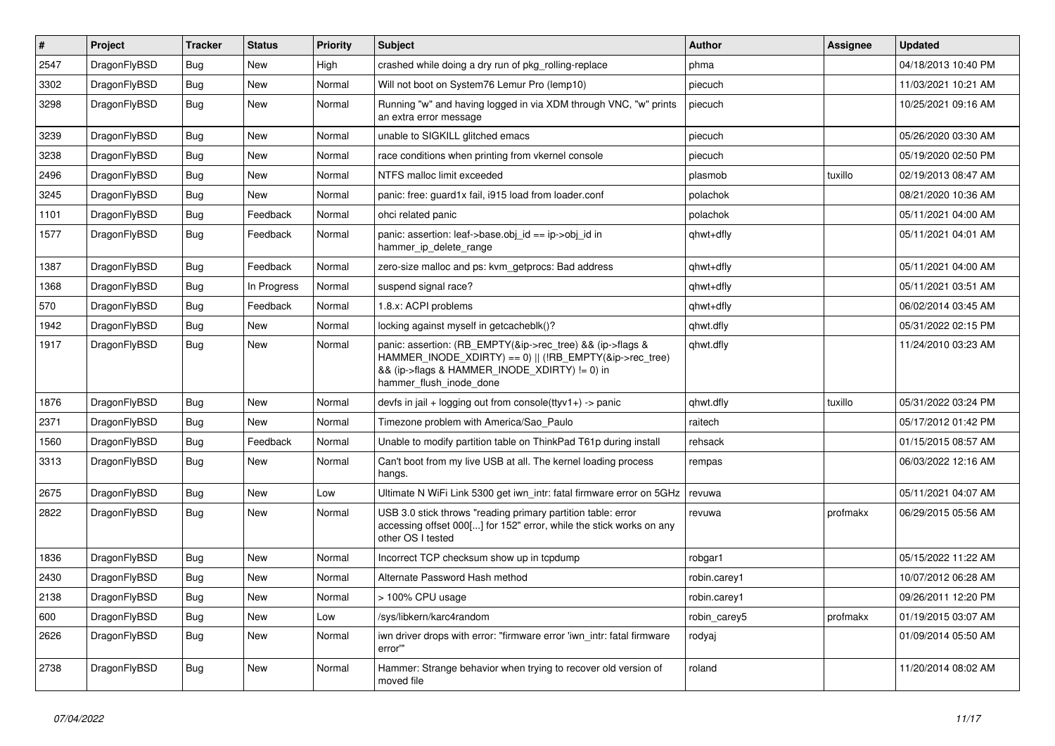| # | Project | Tracker | Status | Priority | Subject | Author | Assignee | Updated |
|---|---|---|---|---|---|---|---|---|
| 2547 | DragonFlyBSD | Bug | New | High | crashed while doing a dry run of pkg_rolling-replace | phma | | 04/18/2013 10:40 PM |
| 3302 | DragonFlyBSD | Bug | New | Normal | Will not boot on System76 Lemur Pro (lemp10) | piecuch | | 11/03/2021 10:21 AM |
| 3298 | DragonFlyBSD | Bug | New | Normal | Running "w" and having logged in via XDM through VNC, "w" prints an extra error message | piecuch | | 10/25/2021 09:16 AM |
| 3239 | DragonFlyBSD | Bug | New | Normal | unable to SIGKILL glitched emacs | piecuch | | 05/26/2020 03:30 AM |
| 3238 | DragonFlyBSD | Bug | New | Normal | race conditions when printing from vkernel console | piecuch | | 05/19/2020 02:50 PM |
| 2496 | DragonFlyBSD | Bug | New | Normal | NTFS malloc limit exceeded | plasmob | tuxillo | 02/19/2013 08:47 AM |
| 3245 | DragonFlyBSD | Bug | New | Normal | panic: free: guard1x fail, i915 load from loader.conf | polachok | | 08/21/2020 10:36 AM |
| 1101 | DragonFlyBSD | Bug | Feedback | Normal | ohci related panic | polachok | | 05/11/2021 04:00 AM |
| 1577 | DragonFlyBSD | Bug | Feedback | Normal | panic: assertion: leaf->base.obj_id == ip->obj_id in hammer_ip_delete_range | qhwt+dfly | | 05/11/2021 04:01 AM |
| 1387 | DragonFlyBSD | Bug | Feedback | Normal | zero-size malloc and ps: kvm_getprocs: Bad address | qhwt+dfly | | 05/11/2021 04:00 AM |
| 1368 | DragonFlyBSD | Bug | In Progress | Normal | suspend signal race? | qhwt+dfly | | 05/11/2021 03:51 AM |
| 570 | DragonFlyBSD | Bug | Feedback | Normal | 1.8.x: ACPI problems | qhwt+dfly | | 06/02/2014 03:45 AM |
| 1942 | DragonFlyBSD | Bug | New | Normal | locking against myself in getcacheblk()? | qhwt.dfly | | 05/31/2022 02:15 PM |
| 1917 | DragonFlyBSD | Bug | New | Normal | panic: assertion: (RB_EMPTY(&ip->rec_tree) && (ip->flags & HAMMER_INODE_XDIRTY) == 0) \|\| (!RB_EMPTY(&ip->rec_tree) && (ip->flags & HAMMER_INODE_XDIRTY) != 0) in hammer_flush_inode_done | qhwt.dfly | | 11/24/2010 03:23 AM |
| 1876 | DragonFlyBSD | Bug | New | Normal | devfs in jail + logging out from console(ttyv1+) -> panic | qhwt.dfly | tuxillo | 05/31/2022 03:24 PM |
| 2371 | DragonFlyBSD | Bug | New | Normal | Timezone problem with America/Sao_Paulo | raitech | | 05/17/2012 01:42 PM |
| 1560 | DragonFlyBSD | Bug | Feedback | Normal | Unable to modify partition table on ThinkPad T61p during install | rehsack | | 01/15/2015 08:57 AM |
| 3313 | DragonFlyBSD | Bug | New | Normal | Can't boot from my live USB at all. The kernel loading process hangs. | rempas | | 06/03/2022 12:16 AM |
| 2675 | DragonFlyBSD | Bug | New | Low | Ultimate N WiFi Link 5300 get iwn_intr: fatal firmware error on 5GHz | revuwa | | 05/11/2021 04:07 AM |
| 2822 | DragonFlyBSD | Bug | New | Normal | USB 3.0 stick throws "reading primary partition table: error accessing offset 000[...] for 152" error, while the stick works on any other OS I tested | revuwa | profmakx | 06/29/2015 05:56 AM |
| 1836 | DragonFlyBSD | Bug | New | Normal | Incorrect TCP checksum show up in tcpdump | robgar1 | | 05/15/2022 11:22 AM |
| 2430 | DragonFlyBSD | Bug | New | Normal | Alternate Password Hash method | robin.carey1 | | 10/07/2012 06:28 AM |
| 2138 | DragonFlyBSD | Bug | New | Normal | > 100% CPU usage | robin.carey1 | | 09/26/2011 12:20 PM |
| 600 | DragonFlyBSD | Bug | New | Low | /sys/libkern/karc4random | robin_carey5 | profmakx | 01/19/2015 03:07 AM |
| 2626 | DragonFlyBSD | Bug | New | Normal | iwn driver drops with error: "firmware error 'iwn_intr: fatal firmware error'" | rodyaj | | 01/09/2014 05:50 AM |
| 2738 | DragonFlyBSD | Bug | New | Normal | Hammer: Strange behavior when trying to recover old version of moved file | roland | | 11/20/2014 08:02 AM |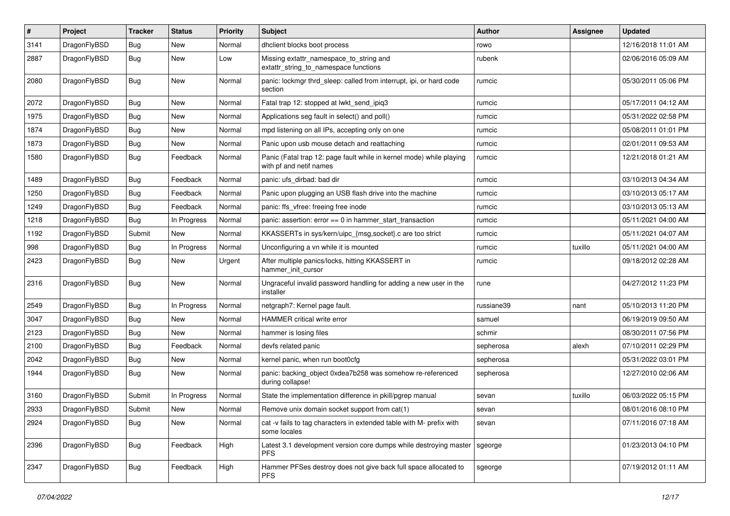| # | Project | Tracker | Status | Priority | Subject | Author | Assignee | Updated |
|---|---|---|---|---|---|---|---|---|
| 3141 | DragonFlyBSD | Bug | New | Normal | dhclient blocks boot process | rowo | | 12/16/2018 11:01 AM |
| 2887 | DragonFlyBSD | Bug | New | Low | Missing extattr_namespace_to_string and extattr_string_to_namespace functions | rubenk | | 02/06/2016 05:09 AM |
| 2080 | DragonFlyBSD | Bug | New | Normal | panic: lockmgr thrd_sleep: called from interrupt, ipi, or hard code section | rumcic | | 05/30/2011 05:06 PM |
| 2072 | DragonFlyBSD | Bug | New | Normal | Fatal trap 12: stopped at lwkt_send_ipiq3 | rumcic | | 05/17/2011 04:12 AM |
| 1975 | DragonFlyBSD | Bug | New | Normal | Applications seg fault in select() and poll() | rumcic | | 05/31/2022 02:58 PM |
| 1874 | DragonFlyBSD | Bug | New | Normal | mpd listening on all IPs, accepting only on one | rumcic | | 05/08/2011 01:01 PM |
| 1873 | DragonFlyBSD | Bug | New | Normal | Panic upon usb mouse detach and reattaching | rumcic | | 02/01/2011 09:53 AM |
| 1580 | DragonFlyBSD | Bug | Feedback | Normal | Panic (Fatal trap 12: page fault while in kernel mode) while playing with pf and netif names | rumcic | | 12/21/2018 01:21 AM |
| 1489 | DragonFlyBSD | Bug | Feedback | Normal | panic: ufs_dirbad: bad dir | rumcic | | 03/10/2013 04:34 AM |
| 1250 | DragonFlyBSD | Bug | Feedback | Normal | Panic upon plugging an USB flash drive into the machine | rumcic | | 03/10/2013 05:17 AM |
| 1249 | DragonFlyBSD | Bug | Feedback | Normal | panic: ffs_vfree: freeing free inode | rumcic | | 03/10/2013 05:13 AM |
| 1218 | DragonFlyBSD | Bug | In Progress | Normal | panic: assertion: error == 0 in hammer_start_transaction | rumcic | | 05/11/2021 04:00 AM |
| 1192 | DragonFlyBSD | Submit | New | Normal | KKASSERTs in sys/kern/uipc_{msg,socket}.c are too strict | rumcic | | 05/11/2021 04:07 AM |
| 998 | DragonFlyBSD | Bug | In Progress | Normal | Unconfiguring a vn while it is mounted | rumcic | tuxillo | 05/11/2021 04:00 AM |
| 2423 | DragonFlyBSD | Bug | New | Urgent | After multiple panics/locks, hitting KKASSERT in hammer_init_cursor | rumcic | | 09/18/2012 02:28 AM |
| 2316 | DragonFlyBSD | Bug | New | Normal | Ungraceful invalid password handling for adding a new user in the installer | rune | | 04/27/2012 11:23 PM |
| 2549 | DragonFlyBSD | Bug | In Progress | Normal | netgraph7: Kernel page fault. | russiane39 | nant | 05/10/2013 11:20 PM |
| 3047 | DragonFlyBSD | Bug | New | Normal | HAMMER critical write error | samuel | | 06/19/2019 09:50 AM |
| 2123 | DragonFlyBSD | Bug | New | Normal | hammer is losing files | schmir | | 08/30/2011 07:56 PM |
| 2100 | DragonFlyBSD | Bug | Feedback | Normal | devfs related panic | sepherosa | alexh | 07/10/2011 02:29 PM |
| 2042 | DragonFlyBSD | Bug | New | Normal | kernel panic, when run boot0cfg | sepherosa | | 05/31/2022 03:01 PM |
| 1944 | DragonFlyBSD | Bug | New | Normal | panic: backing_object 0xdea7b258 was somehow re-referenced during collapse! | sepherosa | | 12/27/2010 02:06 AM |
| 3160 | DragonFlyBSD | Submit | In Progress | Normal | State the implementation difference in pkill/pgrep manual | sevan | tuxillo | 06/03/2022 05:15 PM |
| 2933 | DragonFlyBSD | Submit | New | Normal | Remove unix domain socket support from cat(1) | sevan | | 08/01/2016 08:10 PM |
| 2924 | DragonFlyBSD | Bug | New | Normal | cat -v fails to tag characters in extended table with M- prefix with some locales | sevan | | 07/11/2016 07:18 AM |
| 2396 | DragonFlyBSD | Bug | Feedback | High | Latest 3.1 development version core dumps while destroying master PFS | sgeorge | | 01/23/2013 04:10 PM |
| 2347 | DragonFlyBSD | Bug | Feedback | High | Hammer PFSes destroy does not give back full space allocated to PFS | sgeorge | | 07/19/2012 01:11 AM |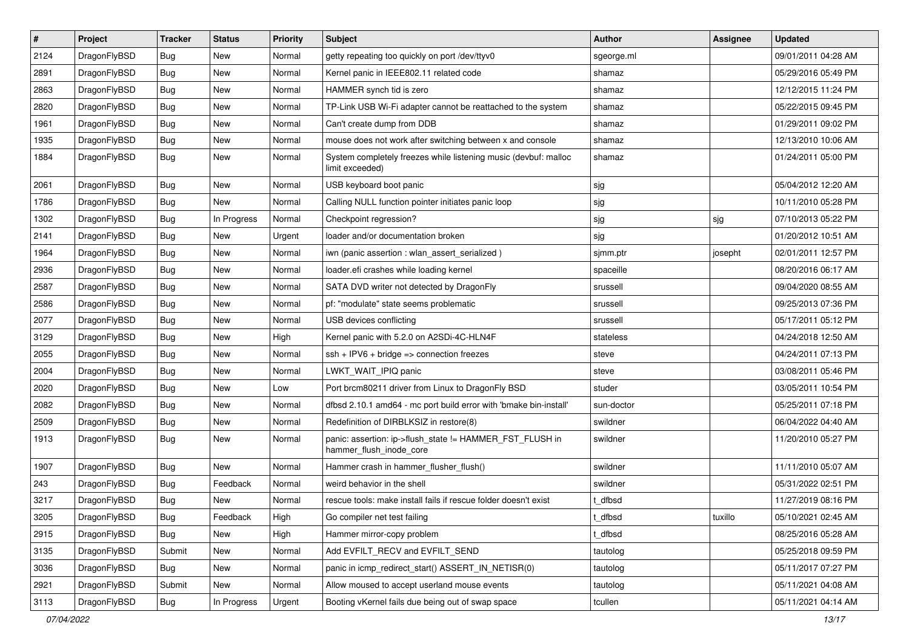| # | Project | Tracker | Status | Priority | Subject | Author | Assignee | Updated |
|---|---|---|---|---|---|---|---|---|
| 2124 | DragonFlyBSD | Bug | New | Normal | getty repeating too quickly on port /dev/ttyv0 | sgeorge.ml | | 09/01/2011 04:28 AM |
| 2891 | DragonFlyBSD | Bug | New | Normal | Kernel panic in IEEE802.11 related code | shamaz | | 05/29/2016 05:49 PM |
| 2863 | DragonFlyBSD | Bug | New | Normal | HAMMER synch tid is zero | shamaz | | 12/12/2015 11:24 PM |
| 2820 | DragonFlyBSD | Bug | New | Normal | TP-Link USB Wi-Fi adapter cannot be reattached to the system | shamaz | | 05/22/2015 09:45 PM |
| 1961 | DragonFlyBSD | Bug | New | Normal | Can't create dump from DDB | shamaz | | 01/29/2011 09:02 PM |
| 1935 | DragonFlyBSD | Bug | New | Normal | mouse does not work after switching between x and console | shamaz | | 12/13/2010 10:06 AM |
| 1884 | DragonFlyBSD | Bug | New | Normal | System completely freezes while listening music (devbuf: malloc limit exceeded) | shamaz | | 01/24/2011 05:00 PM |
| 2061 | DragonFlyBSD | Bug | New | Normal | USB keyboard boot panic | sjg | | 05/04/2012 12:20 AM |
| 1786 | DragonFlyBSD | Bug | New | Normal | Calling NULL function pointer initiates panic loop | sjg | | 10/11/2010 05:28 PM |
| 1302 | DragonFlyBSD | Bug | In Progress | Normal | Checkpoint regression? | sjg | sjg | 07/10/2013 05:22 PM |
| 2141 | DragonFlyBSD | Bug | New | Urgent | loader and/or documentation broken | sjg | | 01/20/2012 10:51 AM |
| 1964 | DragonFlyBSD | Bug | New | Normal | iwn (panic assertion : wlan_assert_serialized ) | sjmm.ptr | josepht | 02/01/2011 12:57 PM |
| 2936 | DragonFlyBSD | Bug | New | Normal | loader.efi crashes while loading kernel | spaceille | | 08/20/2016 06:17 AM |
| 2587 | DragonFlyBSD | Bug | New | Normal | SATA DVD writer not detected by DragonFly | srussell | | 09/04/2020 08:55 AM |
| 2586 | DragonFlyBSD | Bug | New | Normal | pf: "modulate" state seems problematic | srussell | | 09/25/2013 07:36 PM |
| 2077 | DragonFlyBSD | Bug | New | Normal | USB devices conflicting | srussell | | 05/17/2011 05:12 PM |
| 3129 | DragonFlyBSD | Bug | New | High | Kernel panic with 5.2.0 on A2SDi-4C-HLN4F | stateless | | 04/24/2018 12:50 AM |
| 2055 | DragonFlyBSD | Bug | New | Normal | ssh + IPV6 + bridge => connection freezes | steve | | 04/24/2011 07:13 PM |
| 2004 | DragonFlyBSD | Bug | New | Normal | LWKT_WAIT_IPIQ panic | steve | | 03/08/2011 05:46 PM |
| 2020 | DragonFlyBSD | Bug | New | Low | Port brcm80211 driver from Linux to DragonFly BSD | studer | | 03/05/2011 10:54 PM |
| 2082 | DragonFlyBSD | Bug | New | Normal | dfbsd 2.10.1 amd64 - mc port build error with 'bmake bin-install' | sun-doctor | | 05/25/2011 07:18 PM |
| 2509 | DragonFlyBSD | Bug | New | Normal | Redefinition of DIRBLKSIZ in restore(8) | swildner | | 06/04/2022 04:40 AM |
| 1913 | DragonFlyBSD | Bug | New | Normal | panic: assertion: ip->flush_state != HAMMER_FST_FLUSH in hammer_flush_inode_core | swildner | | 11/20/2010 05:27 PM |
| 1907 | DragonFlyBSD | Bug | New | Normal | Hammer crash in hammer_flusher_flush() | swildner | | 11/11/2010 05:07 AM |
| 243 | DragonFlyBSD | Bug | Feedback | Normal | weird behavior in the shell | swildner | | 05/31/2022 02:51 PM |
| 3217 | DragonFlyBSD | Bug | New | Normal | rescue tools: make install fails if rescue folder doesn't exist | t_dfbsd | | 11/27/2019 08:16 PM |
| 3205 | DragonFlyBSD | Bug | Feedback | High | Go compiler net test failing | t_dfbsd | tuxillo | 05/10/2021 02:45 AM |
| 2915 | DragonFlyBSD | Bug | New | High | Hammer mirror-copy problem | t_dfbsd | | 08/25/2016 05:28 AM |
| 3135 | DragonFlyBSD | Submit | New | Normal | Add EVFILT_RECV and EVFILT_SEND | tautolog | | 05/25/2018 09:59 PM |
| 3036 | DragonFlyBSD | Bug | New | Normal | panic in icmp_redirect_start() ASSERT_IN_NETISR(0) | tautolog | | 05/11/2017 07:27 PM |
| 2921 | DragonFlyBSD | Submit | New | Normal | Allow moused to accept userland mouse events | tautolog | | 05/11/2021 04:08 AM |
| 3113 | DragonFlyBSD | Bug | In Progress | Urgent | Booting vKernel fails due being out of swap space | tcullen | | 05/11/2021 04:14 AM |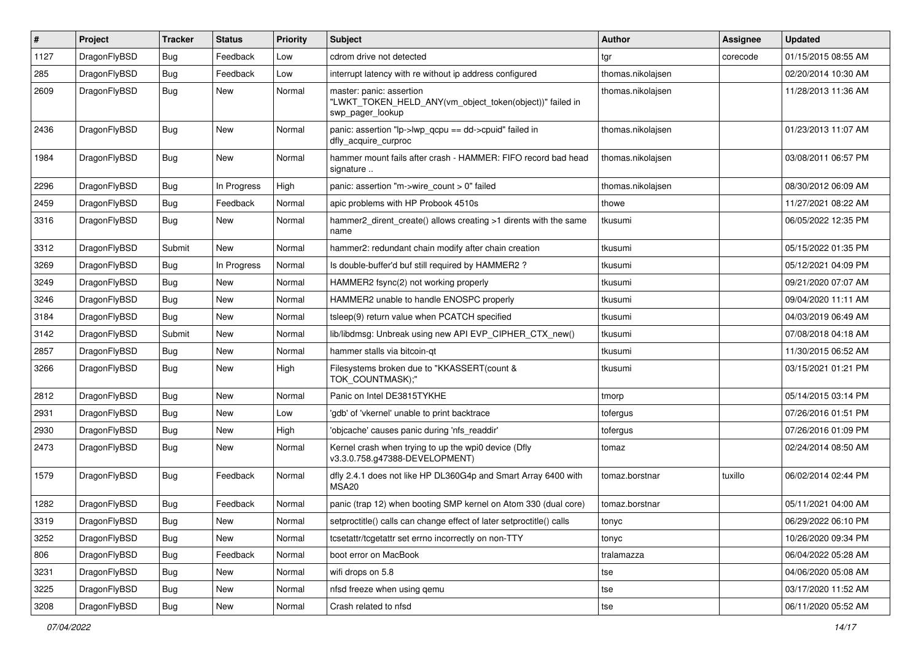| # | Project | Tracker | Status | Priority | Subject | Author | Assignee | Updated |
|---|---|---|---|---|---|---|---|---|
| 1127 | DragonFlyBSD | Bug | Feedback | Low | cdrom drive not detected | tgr | corecode | 01/15/2015 08:55 AM |
| 285 | DragonFlyBSD | Bug | Feedback | Low | interrupt latency with re without ip address configured | thomas.nikolajsen | | 02/20/2014 10:30 AM |
| 2609 | DragonFlyBSD | Bug | New | Normal | master: panic: assertion "LWKT_TOKEN_HELD_ANY(vm_object_token(object))" failed in swp_pager_lookup | thomas.nikolajsen | | 11/28/2013 11:36 AM |
| 2436 | DragonFlyBSD | Bug | New | Normal | panic: assertion "lp->lwp_qcpu == dd->cpuid" failed in dfly_acquire_curproc | thomas.nikolajsen | | 01/23/2013 11:07 AM |
| 1984 | DragonFlyBSD | Bug | New | Normal | hammer mount fails after crash - HAMMER: FIFO record bad head signature .. | thomas.nikolajsen | | 03/08/2011 06:57 PM |
| 2296 | DragonFlyBSD | Bug | In Progress | High | panic: assertion "m->wire_count > 0" failed | thomas.nikolajsen | | 08/30/2012 06:09 AM |
| 2459 | DragonFlyBSD | Bug | Feedback | Normal | apic problems with HP Probook 4510s | thowe | | 11/27/2021 08:22 AM |
| 3316 | DragonFlyBSD | Bug | New | Normal | hammer2_dirent_create() allows creating >1 dirents with the same name | tkusumi | | 06/05/2022 12:35 PM |
| 3312 | DragonFlyBSD | Submit | New | Normal | hammer2: redundant chain modify after chain creation | tkusumi | | 05/15/2022 01:35 PM |
| 3269 | DragonFlyBSD | Bug | In Progress | Normal | Is double-buffer'd buf still required by HAMMER2 ? | tkusumi | | 05/12/2021 04:09 PM |
| 3249 | DragonFlyBSD | Bug | New | Normal | HAMMER2 fsync(2) not working properly | tkusumi | | 09/21/2020 07:07 AM |
| 3246 | DragonFlyBSD | Bug | New | Normal | HAMMER2 unable to handle ENOSPC properly | tkusumi | | 09/04/2020 11:11 AM |
| 3184 | DragonFlyBSD | Bug | New | Normal | tsleep(9) return value when PCATCH specified | tkusumi | | 04/03/2019 06:49 AM |
| 3142 | DragonFlyBSD | Submit | New | Normal | lib/libdmsg: Unbreak using new API EVP_CIPHER_CTX_new() | tkusumi | | 07/08/2018 04:18 AM |
| 2857 | DragonFlyBSD | Bug | New | Normal | hammer stalls via bitcoin-qt | tkusumi | | 11/30/2015 06:52 AM |
| 3266 | DragonFlyBSD | Bug | New | High | Filesystems broken due to "KKASSERT(count & TOK_COUNTMASK);" | tkusumi | | 03/15/2021 01:21 PM |
| 2812 | DragonFlyBSD | Bug | New | Normal | Panic on Intel DE3815TYKHE | tmorp | | 05/14/2015 03:14 PM |
| 2931 | DragonFlyBSD | Bug | New | Low | 'gdb' of 'vkernel' unable to print backtrace | tofergus | | 07/26/2016 01:51 PM |
| 2930 | DragonFlyBSD | Bug | New | High | 'objcache' causes panic during 'nfs_readdir' | tofergus | | 07/26/2016 01:09 PM |
| 2473 | DragonFlyBSD | Bug | New | Normal | Kernel crash when trying to up the wpi0 device (Dfly v3.3.0.758.g47388-DEVELOPMENT) | tomaz | | 02/24/2014 08:50 AM |
| 1579 | DragonFlyBSD | Bug | Feedback | Normal | dfly 2.4.1 does not like HP DL360G4p and Smart Array 6400 with MSA20 | tomaz.borstnar | tuxillo | 06/02/2014 02:44 PM |
| 1282 | DragonFlyBSD | Bug | Feedback | Normal | panic (trap 12) when booting SMP kernel on Atom 330 (dual core) | tomaz.borstnar | | 05/11/2021 04:00 AM |
| 3319 | DragonFlyBSD | Bug | New | Normal | setproctitle() calls can change effect of later setproctitle() calls | tonyc | | 06/29/2022 06:10 PM |
| 3252 | DragonFlyBSD | Bug | New | Normal | tcsetattr/tcgetattr set errno incorrectly on non-TTY | tonyc | | 10/26/2020 09:34 PM |
| 806 | DragonFlyBSD | Bug | Feedback | Normal | boot error on MacBook | tralamazza | | 06/04/2022 05:28 AM |
| 3231 | DragonFlyBSD | Bug | New | Normal | wifi drops on 5.8 | tse | | 04/06/2020 05:08 AM |
| 3225 | DragonFlyBSD | Bug | New | Normal | nfsd freeze when using qemu | tse | | 03/17/2020 11:52 AM |
| 3208 | DragonFlyBSD | Bug | New | Normal | Crash related to nfsd | tse | | 06/11/2020 05:52 AM |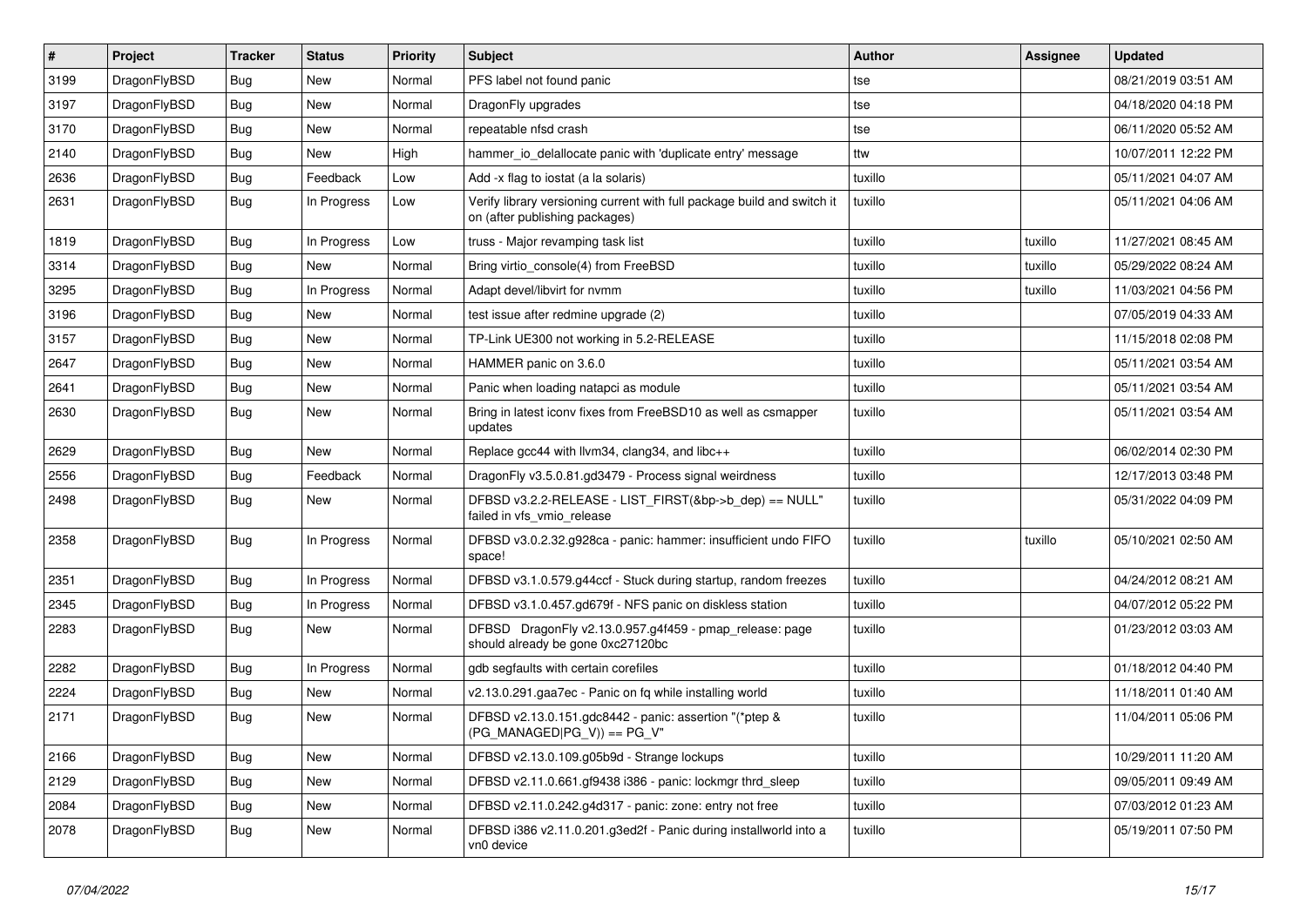| # | Project | Tracker | Status | Priority | Subject | Author | Assignee | Updated |
|---|---|---|---|---|---|---|---|---|
| 3199 | DragonFlyBSD | Bug | New | Normal | PFS label not found panic | tse | | 08/21/2019 03:51 AM |
| 3197 | DragonFlyBSD | Bug | New | Normal | DragonFly upgrades | tse | | 04/18/2020 04:18 PM |
| 3170 | DragonFlyBSD | Bug | New | Normal | repeatable nfsd crash | tse | | 06/11/2020 05:52 AM |
| 2140 | DragonFlyBSD | Bug | New | High | hammer_io_delallocate panic with 'duplicate entry' message | ttw | | 10/07/2011 12:22 PM |
| 2636 | DragonFlyBSD | Bug | Feedback | Low | Add -x flag to iostat (a la solaris) | tuxillo | | 05/11/2021 04:07 AM |
| 2631 | DragonFlyBSD | Bug | In Progress | Low | Verify library versioning current with full package build and switch it on (after publishing packages) | tuxillo | | 05/11/2021 04:06 AM |
| 1819 | DragonFlyBSD | Bug | In Progress | Low | truss - Major revamping task list | tuxillo | tuxillo | 11/27/2021 08:45 AM |
| 3314 | DragonFlyBSD | Bug | New | Normal | Bring virtio_console(4) from FreeBSD | tuxillo | tuxillo | 05/29/2022 08:24 AM |
| 3295 | DragonFlyBSD | Bug | In Progress | Normal | Adapt devel/libvirt for nvmm | tuxillo | tuxillo | 11/03/2021 04:56 PM |
| 3196 | DragonFlyBSD | Bug | New | Normal | test issue after redmine upgrade (2) | tuxillo | | 07/05/2019 04:33 AM |
| 3157 | DragonFlyBSD | Bug | New | Normal | TP-Link UE300 not working in 5.2-RELEASE | tuxillo | | 11/15/2018 02:08 PM |
| 2647 | DragonFlyBSD | Bug | New | Normal | HAMMER panic on 3.6.0 | tuxillo | | 05/11/2021 03:54 AM |
| 2641 | DragonFlyBSD | Bug | New | Normal | Panic when loading natapci as module | tuxillo | | 05/11/2021 03:54 AM |
| 2630 | DragonFlyBSD | Bug | New | Normal | Bring in latest iconv fixes from FreeBSD10 as well as csmapper updates | tuxillo | | 05/11/2021 03:54 AM |
| 2629 | DragonFlyBSD | Bug | New | Normal | Replace gcc44 with llvm34, clang34, and libc++ | tuxillo | | 06/02/2014 02:30 PM |
| 2556 | DragonFlyBSD | Bug | Feedback | Normal | DragonFly v3.5.0.81.gd3479 - Process signal weirdness | tuxillo | | 12/17/2013 03:48 PM |
| 2498 | DragonFlyBSD | Bug | New | Normal | DFBSD v3.2.2-RELEASE - LIST_FIRST(&bp->b_dep) == NULL" failed in vfs_vmio_release | tuxillo | | 05/31/2022 04:09 PM |
| 2358 | DragonFlyBSD | Bug | In Progress | Normal | DFBSD v3.0.2.32.g928ca - panic: hammer: insufficient undo FIFO space! | tuxillo | tuxillo | 05/10/2021 02:50 AM |
| 2351 | DragonFlyBSD | Bug | In Progress | Normal | DFBSD v3.1.0.579.g44ccf - Stuck during startup, random freezes | tuxillo | | 04/24/2012 08:21 AM |
| 2345 | DragonFlyBSD | Bug | In Progress | Normal | DFBSD v3.1.0.457.gd679f - NFS panic on diskless station | tuxillo | | 04/07/2012 05:22 PM |
| 2283 | DragonFlyBSD | Bug | New | Normal | DFBSD DragonFly v2.13.0.957.g4f459 - pmap_release: page should already be gone 0xc27120bc | tuxillo | | 01/23/2012 03:03 AM |
| 2282 | DragonFlyBSD | Bug | In Progress | Normal | gdb segfaults with certain corefiles | tuxillo | | 01/18/2012 04:40 PM |
| 2224 | DragonFlyBSD | Bug | New | Normal | v2.13.0.291.gaa7ec - Panic on fq while installing world | tuxillo | | 11/18/2011 01:40 AM |
| 2171 | DragonFlyBSD | Bug | New | Normal | DFBSD v2.13.0.151.gdc8442 - panic: assertion "(*ptep & (PG_MANAGED\|PG_V)) == PG_V" | tuxillo | | 11/04/2011 05:06 PM |
| 2166 | DragonFlyBSD | Bug | New | Normal | DFBSD v2.13.0.109.g05b9d - Strange lockups | tuxillo | | 10/29/2011 11:20 AM |
| 2129 | DragonFlyBSD | Bug | New | Normal | DFBSD v2.11.0.661.gf9438 i386 - panic: lockmgr thrd_sleep | tuxillo | | 09/05/2011 09:49 AM |
| 2084 | DragonFlyBSD | Bug | New | Normal | DFBSD v2.11.0.242.g4d317 - panic: zone: entry not free | tuxillo | | 07/03/2012 01:23 AM |
| 2078 | DragonFlyBSD | Bug | New | Normal | DFBSD i386 v2.11.0.201.g3ed2f - Panic during installworld into a vn0 device | tuxillo | | 05/19/2011 07:50 PM |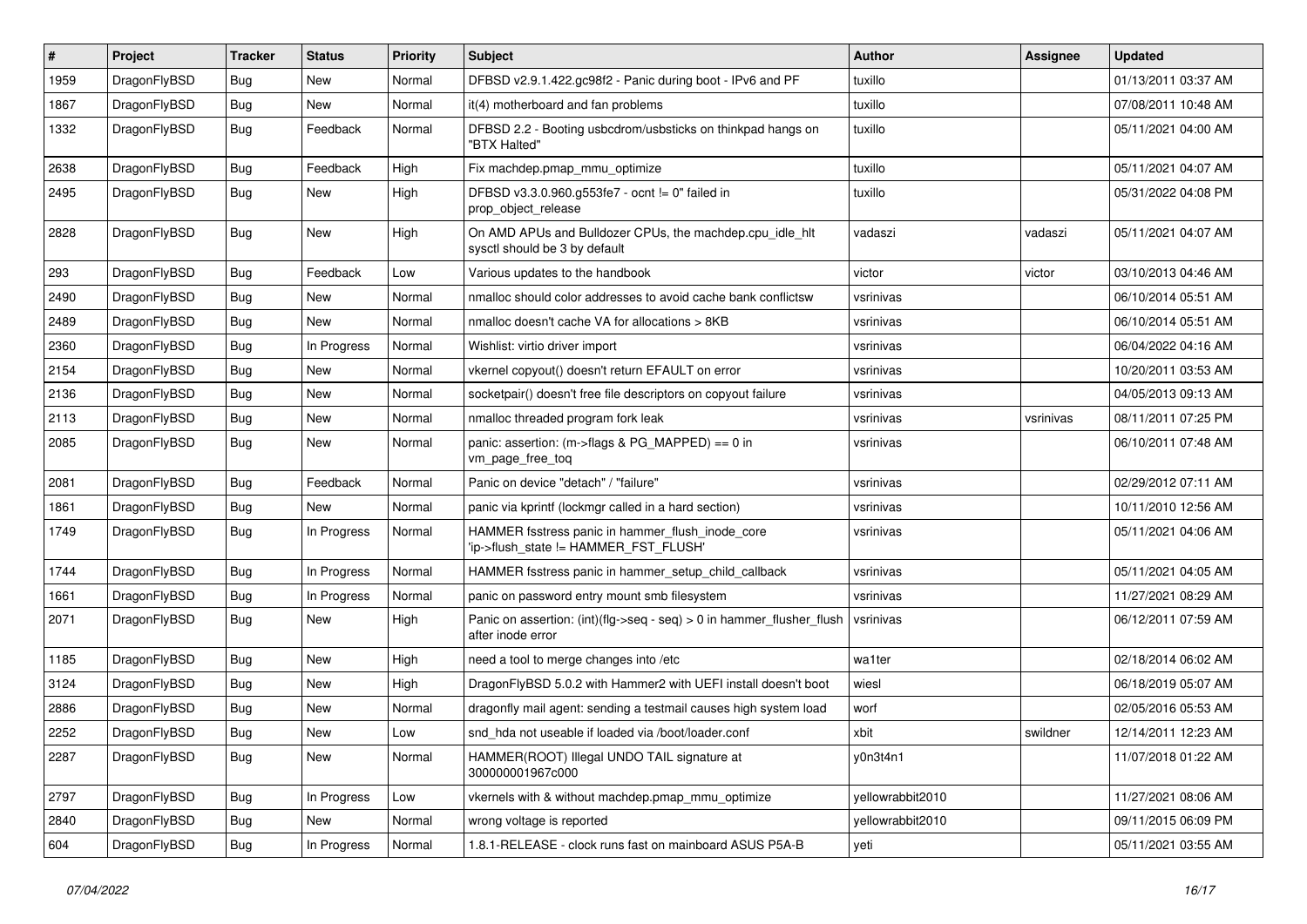| # | Project | Tracker | Status | Priority | Subject | Author | Assignee | Updated |
| --- | --- | --- | --- | --- | --- | --- | --- | --- |
| 1959 | DragonFlyBSD | Bug | New | Normal | DFBSD v2.9.1.422.gc98f2 - Panic during boot - IPv6 and PF | tuxillo | | 01/13/2011 03:37 AM |
| 1867 | DragonFlyBSD | Bug | New | Normal | it(4) motherboard and fan problems | tuxillo | | 07/08/2011 10:48 AM |
| 1332 | DragonFlyBSD | Bug | Feedback | Normal | DFBSD 2.2 - Booting usbcdrom/usbsticks on thinkpad hangs on "BTX Halted" | tuxillo | | 05/11/2021 04:00 AM |
| 2638 | DragonFlyBSD | Bug | Feedback | High | Fix machdep.pmap_mmu_optimize | tuxillo | | 05/11/2021 04:07 AM |
| 2495 | DragonFlyBSD | Bug | New | High | DFBSD v3.3.0.960.g553fe7 - ocnt != 0" failed in prop_object_release | tuxillo | | 05/31/2022 04:08 PM |
| 2828 | DragonFlyBSD | Bug | New | High | On AMD APUs and Bulldozer CPUs, the machdep.cpu_idle_hlt sysctl should be 3 by default | vadaszi | vadaszi | 05/11/2021 04:07 AM |
| 293 | DragonFlyBSD | Bug | Feedback | Low | Various updates to the handbook | victor | victor | 03/10/2013 04:46 AM |
| 2490 | DragonFlyBSD | Bug | New | Normal | nmalloc should color addresses to avoid cache bank conflictsw | vsrinivas | | 06/10/2014 05:51 AM |
| 2489 | DragonFlyBSD | Bug | New | Normal | nmalloc doesn't cache VA for allocations > 8KB | vsrinivas | | 06/10/2014 05:51 AM |
| 2360 | DragonFlyBSD | Bug | In Progress | Normal | Wishlist: virtio driver import | vsrinivas | | 06/04/2022 04:16 AM |
| 2154 | DragonFlyBSD | Bug | New | Normal | vkernel copyout() doesn't return EFAULT on error | vsrinivas | | 10/20/2011 03:53 AM |
| 2136 | DragonFlyBSD | Bug | New | Normal | socketpair() doesn't free file descriptors on copyout failure | vsrinivas | | 04/05/2013 09:13 AM |
| 2113 | DragonFlyBSD | Bug | New | Normal | nmalloc threaded program fork leak | vsrinivas | vsrinivas | 08/11/2011 07:25 PM |
| 2085 | DragonFlyBSD | Bug | New | Normal | panic: assertion: (m->flags & PG_MAPPED) == 0 in vm_page_free_toq | vsrinivas | | 06/10/2011 07:48 AM |
| 2081 | DragonFlyBSD | Bug | Feedback | Normal | Panic on device "detach" / "failure" | vsrinivas | | 02/29/2012 07:11 AM |
| 1861 | DragonFlyBSD | Bug | New | Normal | panic via kprintf (lockmgr called in a hard section) | vsrinivas | | 10/11/2010 12:56 AM |
| 1749 | DragonFlyBSD | Bug | In Progress | Normal | HAMMER fsstress panic in hammer_flush_inode_core 'ip->flush_state != HAMMER_FST_FLUSH' | vsrinivas | | 05/11/2021 04:06 AM |
| 1744 | DragonFlyBSD | Bug | In Progress | Normal | HAMMER fsstress panic in hammer_setup_child_callback | vsrinivas | | 05/11/2021 04:05 AM |
| 1661 | DragonFlyBSD | Bug | In Progress | Normal | panic on password entry mount smb filesystem | vsrinivas | | 11/27/2021 08:29 AM |
| 2071 | DragonFlyBSD | Bug | New | High | Panic on assertion: (int)(flg->seq - seq) > 0 in hammer_flusher_flush after inode error | vsrinivas | | 06/12/2011 07:59 AM |
| 1185 | DragonFlyBSD | Bug | New | High | need a tool to merge changes into /etc | wa1ter | | 02/18/2014 06:02 AM |
| 3124 | DragonFlyBSD | Bug | New | High | DragonFlyBSD 5.0.2 with Hammer2 with UEFI install doesn't boot | wiesl | | 06/18/2019 05:07 AM |
| 2886 | DragonFlyBSD | Bug | New | Normal | dragonfly mail agent: sending a testmail causes high system load | worf | | 02/05/2016 05:53 AM |
| 2252 | DragonFlyBSD | Bug | New | Low | snd_hda not useable if loaded via /boot/loader.conf | xbit | swildner | 12/14/2011 12:23 AM |
| 2287 | DragonFlyBSD | Bug | New | Normal | HAMMER(ROOT) Illegal UNDO TAIL signature at 300000001967c000 | y0n3t4n1 | | 11/07/2018 01:22 AM |
| 2797 | DragonFlyBSD | Bug | In Progress | Low | vkernels with & without machdep.pmap_mmu_optimize | yellowrabbit2010 | | 11/27/2021 08:06 AM |
| 2840 | DragonFlyBSD | Bug | New | Normal | wrong voltage is reported | yellowrabbit2010 | | 09/11/2015 06:09 PM |
| 604 | DragonFlyBSD | Bug | In Progress | Normal | 1.8.1-RELEASE - clock runs fast on mainboard ASUS P5A-B | yeti | | 05/11/2021 03:55 AM |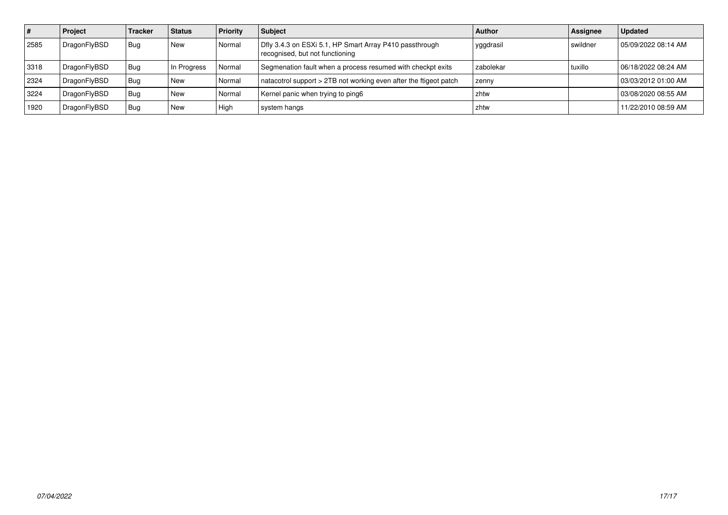| # | Project | Tracker | Status | Priority | Subject | Author | Assignee | Updated |
|---|---|---|---|---|---|---|---|---|
| 2585 | DragonFlyBSD | Bug | New | Normal | Dfly 3.4.3 on ESXi 5.1, HP Smart Array P410 passthrough recognised, but not functioning | yggdrasil | swildner | 05/09/2022 08:14 AM |
| 3318 | DragonFlyBSD | Bug | In Progress | Normal | Segmenation fault when a process resumed with checkpt exits | zabolekar | tuxillo | 06/18/2022 08:24 AM |
| 2324 | DragonFlyBSD | Bug | New | Normal | natacotrol support > 2TB not working even after the ftigeot patch | zenny | | 03/03/2012 01:00 AM |
| 3224 | DragonFlyBSD | Bug | New | Normal | Kernel panic when trying to ping6 | zhtw | | 03/08/2020 08:55 AM |
| 1920 | DragonFlyBSD | Bug | New | High | system hangs | zhtw | | 11/22/2010 08:59 AM |

*07/04/2022*